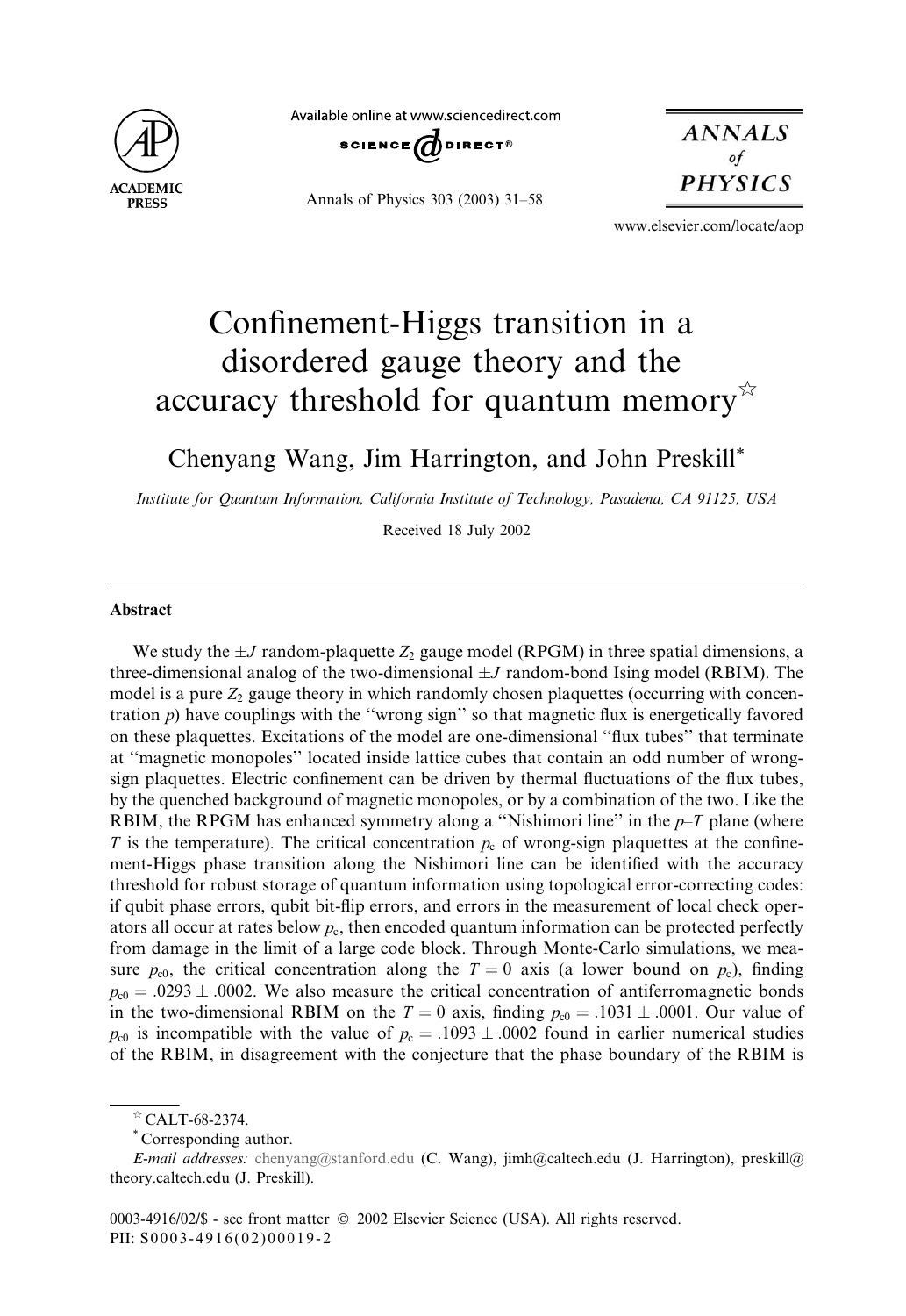# Confinement-Higgs transition in a disordered gauge theory and the accuracy threshold for quantum memory☆

Chenyang Wang, Jim Harrington, and John Preskill*

*Institute for Quantum Information, California Institute of Technology, Pasadena, CA 91125, USA*

Received 18 July 2002

---

## Abstract

We study the $\pm J$ random-plaquette $Z_2$ gauge model (RPGM) in three spatial dimensions, a three-dimensional analog of the two-dimensional $\pm J$ random-bond Ising model (RBIM). The model is a pure $Z_2$ gauge theory in which randomly chosen plaquettes (occurring with concentration $p$) have couplings with the "wrong sign" so that magnetic flux is energetically favored on these plaquettes. Excitations of the model are one-dimensional "flux tubes" that terminate at "magnetic monopoles" located inside lattice cubes that contain an odd number of wrong-sign plaquettes. Electric confinement can be driven by thermal fluctuations of the flux tubes, by the quenched background of magnetic monopoles, or by a combination of the two. Like the RBIM, the RPGM has enhanced symmetry along a "Nishimori line" in the $p$–$T$ plane (where $T$ is the temperature). The critical concentration $p_c$ of wrong-sign plaquettes at the confinement-Higgs phase transition along the Nishimori line can be identified with the accuracy threshold for robust storage of quantum information using topological error-correcting codes: if qubit phase errors, qubit bit-flip errors, and errors in the measurement of local check operators all occur at rates below $p_c$, then encoded quantum information can be protected perfectly from damage in the limit of a large code block. Through Monte-Carlo simulations, we measure $p_{c0}$, the critical concentration along the $T = 0$ axis (a lower bound on $p_c$), finding $p_{c0} = .0293 \pm .0002$. We also measure the critical concentration of antiferromagnetic bonds in the two-dimensional RBIM on the $T = 0$ axis, finding $p_{c0} = .1031 \pm .0001$. Our value of $p_{c0}$ is incompatible with the value of $p_c = .1093 \pm .0002$ found in earlier numerical studies of the RBIM, in disagreement with the conjecture that the phase boundary of the RBIM is

---

☆ CALT-68-2374.

\* Corresponding author.

*E-mail addresses:* chenyang@stanford.edu (C. Wang), jimh@caltech.edu (J. Harrington), preskill@theory.caltech.edu (J. Preskill).

0003-4916/02/$ - see front matter © 2002 Elsevier Science (USA). All rights reserved.
PII: S0003-4916(02)00019-2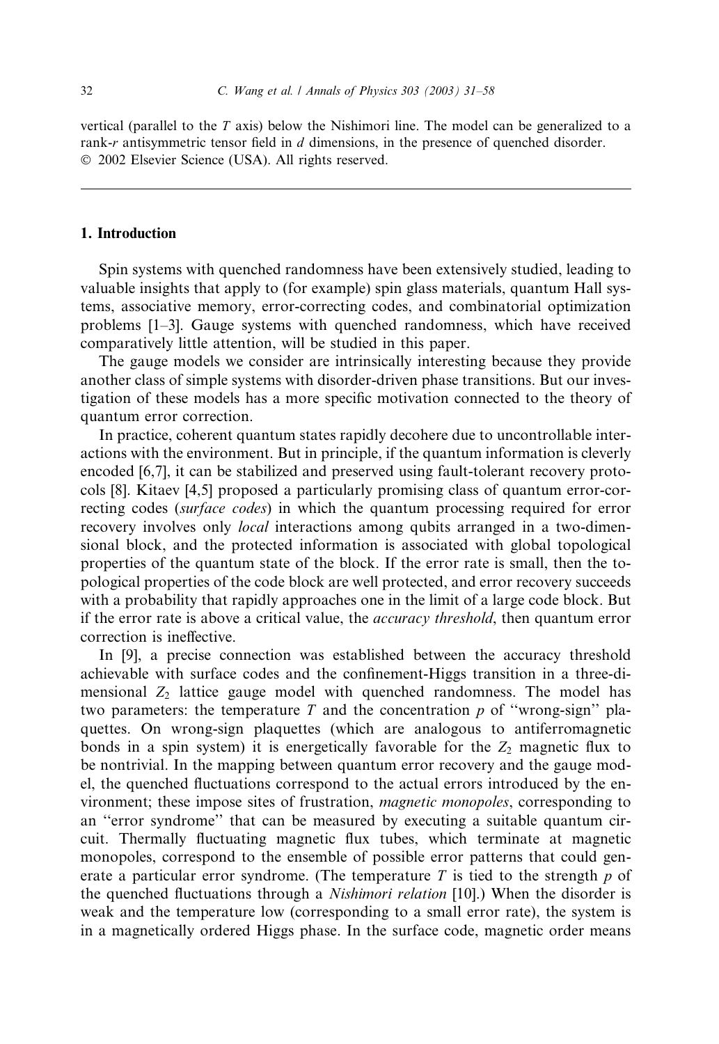vertical (parallel to the $T$ axis) below the Nishimori line. The model can be generalized to a rank-$r$ antisymmetric tensor field in $d$ dimensions, in the presence of quenched disorder.
© 2002 Elsevier Science (USA). All rights reserved.

## 1. Introduction

Spin systems with quenched randomness have been extensively studied, leading to valuable insights that apply to (for example) spin glass materials, quantum Hall systems, associative memory, error-correcting codes, and combinatorial optimization problems [1–3]. Gauge systems with quenched randomness, which have received comparatively little attention, will be studied in this paper.

The gauge models we consider are intrinsically interesting because they provide another class of simple systems with disorder-driven phase transitions. But our investigation of these models has a more specific motivation connected to the theory of quantum error correction.

In practice, coherent quantum states rapidly decohere due to uncontrollable interactions with the environment. But in principle, if the quantum information is cleverly encoded [6,7], it can be stabilized and preserved using fault-tolerant recovery protocols [8]. Kitaev [4,5] proposed a particularly promising class of quantum error-correcting codes (*surface codes*) in which the quantum processing required for error recovery involves only *local* interactions among qubits arranged in a two-dimensional block, and the protected information is associated with global topological properties of the quantum state of the block. If the error rate is small, then the topological properties of the code block are well protected, and error recovery succeeds with a probability that rapidly approaches one in the limit of a large code block. But if the error rate is above a critical value, the *accuracy threshold*, then quantum error correction is ineffective.

In [9], a precise connection was established between the accuracy threshold achievable with surface codes and the confinement-Higgs transition in a three-dimensional $Z_2$ lattice gauge model with quenched randomness. The model has two parameters: the temperature $T$ and the concentration $p$ of "wrong-sign" plaquettes. On wrong-sign plaquettes (which are analogous to antiferromagnetic bonds in a spin system) it is energetically favorable for the $Z_2$ magnetic flux to be nontrivial. In the mapping between quantum error recovery and the gauge model, the quenched fluctuations correspond to the actual errors introduced by the environment; these impose sites of frustration, *magnetic monopoles*, corresponding to an "error syndrome" that can be measured by executing a suitable quantum circuit. Thermally fluctuating magnetic flux tubes, which terminate at magnetic monopoles, correspond to the ensemble of possible error patterns that could generate a particular error syndrome. (The temperature $T$ is tied to the strength $p$ of the quenched fluctuations through a *Nishimori relation* [10].) When the disorder is weak and the temperature low (corresponding to a small error rate), the system is in a magnetically ordered Higgs phase. In the surface code, magnetic order means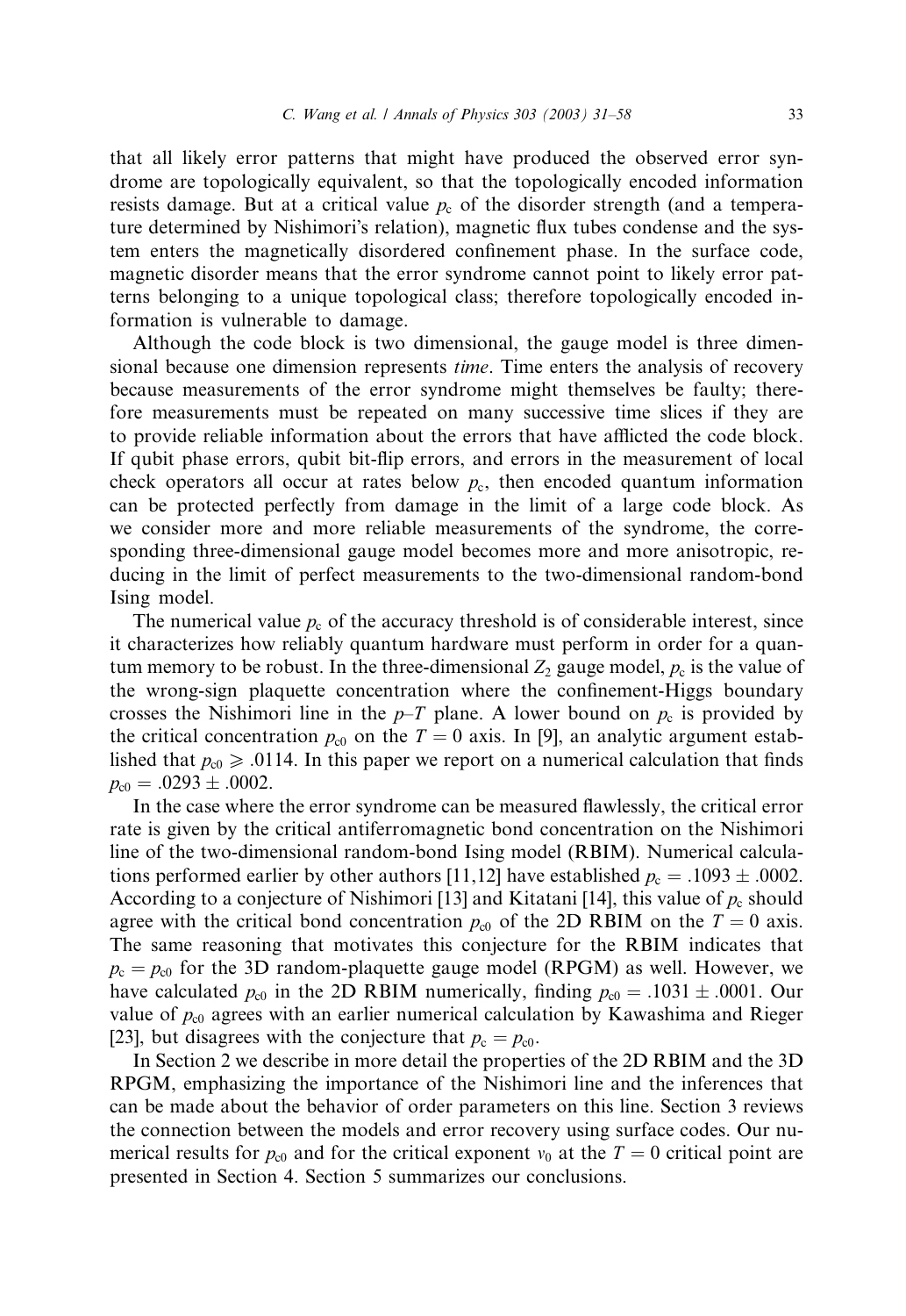that all likely error patterns that might have produced the observed error syndrome are topologically equivalent, so that the topologically encoded information resists damage. But at a critical value $p_c$ of the disorder strength (and a temperature determined by Nishimori's relation), magnetic flux tubes condense and the system enters the magnetically disordered confinement phase. In the surface code, magnetic disorder means that the error syndrome cannot point to likely error patterns belonging to a unique topological class; therefore topologically encoded information is vulnerable to damage.

Although the code block is two dimensional, the gauge model is three dimensional because one dimension represents *time*. Time enters the analysis of recovery because measurements of the error syndrome might themselves be faulty; therefore measurements must be repeated on many successive time slices if they are to provide reliable information about the errors that have afflicted the code block. If qubit phase errors, qubit bit-flip errors, and errors in the measurement of local check operators all occur at rates below $p_c$, then encoded quantum information can be protected perfectly from damage in the limit of a large code block. As we consider more and more reliable measurements of the syndrome, the corresponding three-dimensional gauge model becomes more and more anisotropic, reducing in the limit of perfect measurements to the two-dimensional random-bond Ising model.

The numerical value $p_c$ of the accuracy threshold is of considerable interest, since it characterizes how reliably quantum hardware must perform in order for a quantum memory to be robust. In the three-dimensional $Z_2$ gauge model, $p_c$ is the value of the wrong-sign plaquette concentration where the confinement-Higgs boundary crosses the Nishimori line in the $p$–$T$ plane. A lower bound on $p_c$ is provided by the critical concentration $p_{c0}$ on the $T = 0$ axis. In [9], an analytic argument established that $p_{c0} \geqslant .0114$. In this paper we report on a numerical calculation that finds $p_{c0} = .0293 \pm .0002$.

In the case where the error syndrome can be measured flawlessly, the critical error rate is given by the critical antiferromagnetic bond concentration on the Nishimori line of the two-dimensional random-bond Ising model (RBIM). Numerical calculations performed earlier by other authors [11,12] have established $p_c = .1093 \pm .0002$. According to a conjecture of Nishimori [13] and Kitatani [14], this value of $p_c$ should agree with the critical bond concentration $p_{c0}$ of the 2D RBIM on the $T = 0$ axis. The same reasoning that motivates this conjecture for the RBIM indicates that $p_c = p_{c0}$ for the 3D random-plaquette gauge model (RPGM) as well. However, we have calculated $p_{c0}$ in the 2D RBIM numerically, finding $p_{c0} = .1031 \pm .0001$. Our value of $p_{c0}$ agrees with an earlier numerical calculation by Kawashima and Rieger [23], but disagrees with the conjecture that $p_c = p_{c0}$.

In Section 2 we describe in more detail the properties of the 2D RBIM and the 3D RPGM, emphasizing the importance of the Nishimori line and the inferences that can be made about the behavior of order parameters on this line. Section 3 reviews the connection between the models and error recovery using surface codes. Our numerical results for $p_{c0}$ and for the critical exponent $\nu_0$ at the $T = 0$ critical point are presented in Section 4. Section 5 summarizes our conclusions.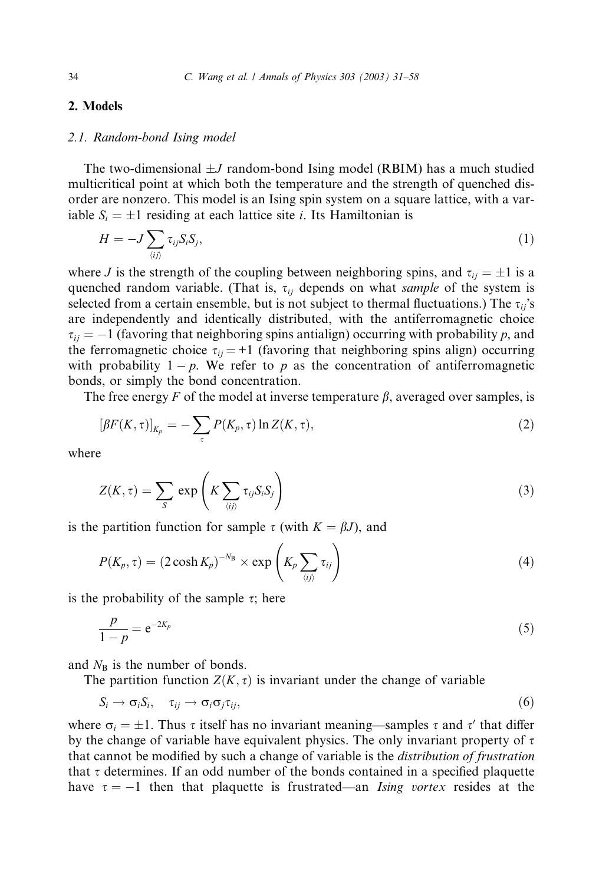## 2. Models

### 2.1. Random-bond Ising model

The two-dimensional $\pm J$ random-bond Ising model (RBIM) has a much studied multicritical point at which both the temperature and the strength of quenched disorder are nonzero. This model is an Ising spin system on a square lattice, with a variable $S_i = \pm 1$ residing at each lattice site $i$. Its Hamiltonian is

$$H = -J \sum_{\langle ij \rangle} \tau_{ij} S_i S_j, \tag{1}$$

where $J$ is the strength of the coupling between neighboring spins, and $\tau_{ij} = \pm 1$ is a quenched random variable. (That is, $\tau_{ij}$ depends on what *sample* of the system is selected from a certain ensemble, but is not subject to thermal fluctuations.) The $\tau_{ij}$'s are independently and identically distributed, with the antiferromagnetic choice $\tau_{ij} = -1$ (favoring that neighboring spins antialign) occurring with probability $p$, and the ferromagnetic choice $\tau_{ij} = +1$ (favoring that neighboring spins align) occurring with probability $1 - p$. We refer to $p$ as the concentration of antiferromagnetic bonds, or simply the bond concentration.

The free energy $F$ of the model at inverse temperature $\beta$, averaged over samples, is

$$[\beta F(K, \tau)]_{K_p} = -\sum_{\tau} P(K_p, \tau) \ln Z(K, \tau), \tag{2}$$

where

$$Z(K, \tau) = \sum_{S} \exp\left( K \sum_{\langle ij \rangle} \tau_{ij} S_i S_j \right) \tag{3}$$

is the partition function for sample $\tau$ (with $K = \beta J$), and

$$P(K_p, \tau) = (2 \cosh K_p)^{-N_B} \times \exp\left( K_p \sum_{\langle ij \rangle} \tau_{ij} \right) \tag{4}$$

is the probability of the sample $\tau$; here

$$\frac{p}{1-p} = e^{-2K_p} \tag{5}$$

and $N_B$ is the number of bonds.

The partition function $Z(K, \tau)$ is invariant under the change of variable

$$S_i \rightarrow \sigma_i S_i, \quad \tau_{ij} \rightarrow \sigma_i \sigma_j \tau_{ij}, \tag{6}$$

where $\sigma_i = \pm 1$. Thus $\tau$ itself has no invariant meaning—samples $\tau$ and $\tau'$ that differ by the change of variable have equivalent physics. The only invariant property of $\tau$ that cannot be modified by such a change of variable is the *distribution of frustration* that $\tau$ determines. If an odd number of the bonds contained in a specified plaquette have $\tau = -1$ then that plaquette is frustrated—an *Ising vortex* resides at the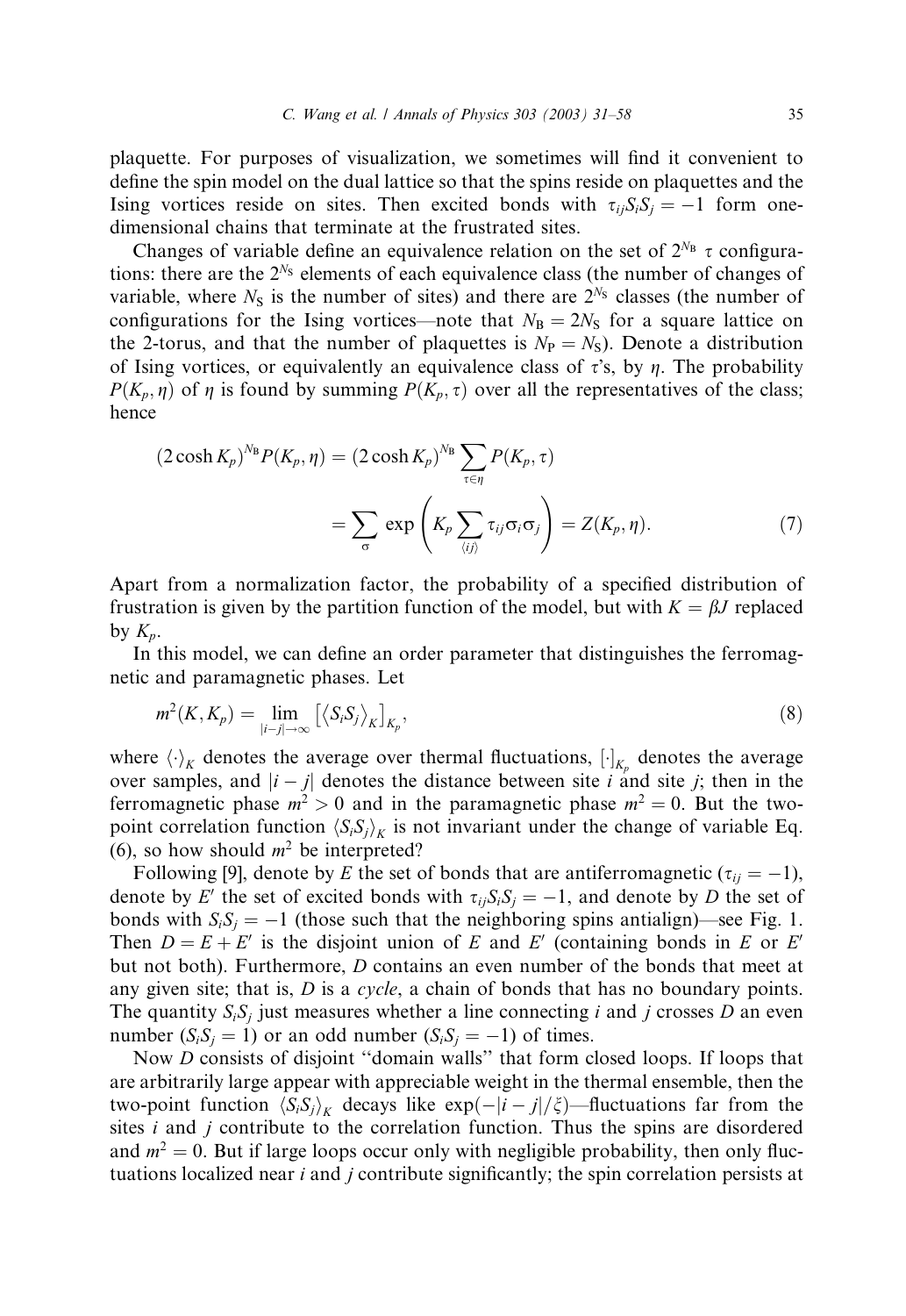plaquette. For purposes of visualization, we sometimes will find it convenient to define the spin model on the dual lattice so that the spins reside on plaquettes and the Ising vortices reside on sites. Then excited bonds with $\tau_{ij}S_iS_j = -1$ form one-dimensional chains that terminate at the frustrated sites.

Changes of variable define an equivalence relation on the set of $2^{N_B}$ $\tau$ configurations: there are the $2^{N_S}$ elements of each equivalence class (the number of changes of variable, where $N_S$ is the number of sites) and there are $2^{N_S}$ classes (the number of configurations for the Ising vortices—note that $N_B = 2N_S$ for a square lattice on the 2-torus, and that the number of plaquettes is $N_P = N_S$). Denote a distribution of Ising vortices, or equivalently an equivalence class of $\tau$'s, by $\eta$. The probability $P(K_p, \eta)$ of $\eta$ is found by summing $P(K_p, \tau)$ over all the representatives of the class; hence

$$(2\cosh K_p)^{N_B} P(K_p, \eta) = (2\cosh K_p)^{N_B} \sum_{\tau \in \eta} P(K_p, \tau)$$
$$= \sum_{\sigma} \exp\left(K_p \sum_{\langle ij \rangle} \tau_{ij}\sigma_i\sigma_j\right) = Z(K_p, \eta). \tag{7}$$

Apart from a normalization factor, the probability of a specified distribution of frustration is given by the partition function of the model, but with $K = \beta J$ replaced by $K_p$.

In this model, we can define an order parameter that distinguishes the ferromagnetic and paramagnetic phases. Let

$$m^2(K, K_p) = \lim_{|i-j| \to \infty} \left[\langle S_iS_j \rangle_K\right]_{K_p}, \tag{8}$$

where $\langle \cdot \rangle_K$ denotes the average over thermal fluctuations, $[\cdot]_{K_p}$ denotes the average over samples, and $|i - j|$ denotes the distance between site $i$ and site $j$; then in the ferromagnetic phase $m^2 > 0$ and in the paramagnetic phase $m^2 = 0$. But the two-point correlation function $\langle S_iS_j \rangle_K$ is not invariant under the change of variable Eq. (6), so how should $m^2$ be interpreted?

Following [9], denote by $E$ the set of bonds that are antiferromagnetic ($\tau_{ij} = -1$), denote by $E'$ the set of excited bonds with $\tau_{ij}S_iS_j = -1$, and denote by $D$ the set of bonds with $S_iS_j = -1$ (those such that the neighboring spins antialign)—see Fig. 1. Then $D = E + E'$ is the disjoint union of $E$ and $E'$ (containing bonds in $E$ or $E'$ but not both). Furthermore, $D$ contains an even number of the bonds that meet at any given site; that is, $D$ is a *cycle*, a chain of bonds that has no boundary points. The quantity $S_iS_j$ just measures whether a line connecting $i$ and $j$ crosses $D$ an even number ($S_iS_j = 1$) or an odd number ($S_iS_j = -1$) of times.

Now $D$ consists of disjoint "domain walls" that form closed loops. If loops that are arbitrarily large appear with appreciable weight in the thermal ensemble, then the two-point function $\langle S_iS_j \rangle_K$ decays like $\exp(-|i-j|/\xi)$—fluctuations far from the sites $i$ and $j$ contribute to the correlation function. Thus the spins are disordered and $m^2 = 0$. But if large loops occur only with negligible probability, then only fluctuations localized near $i$ and $j$ contribute significantly; the spin correlation persists at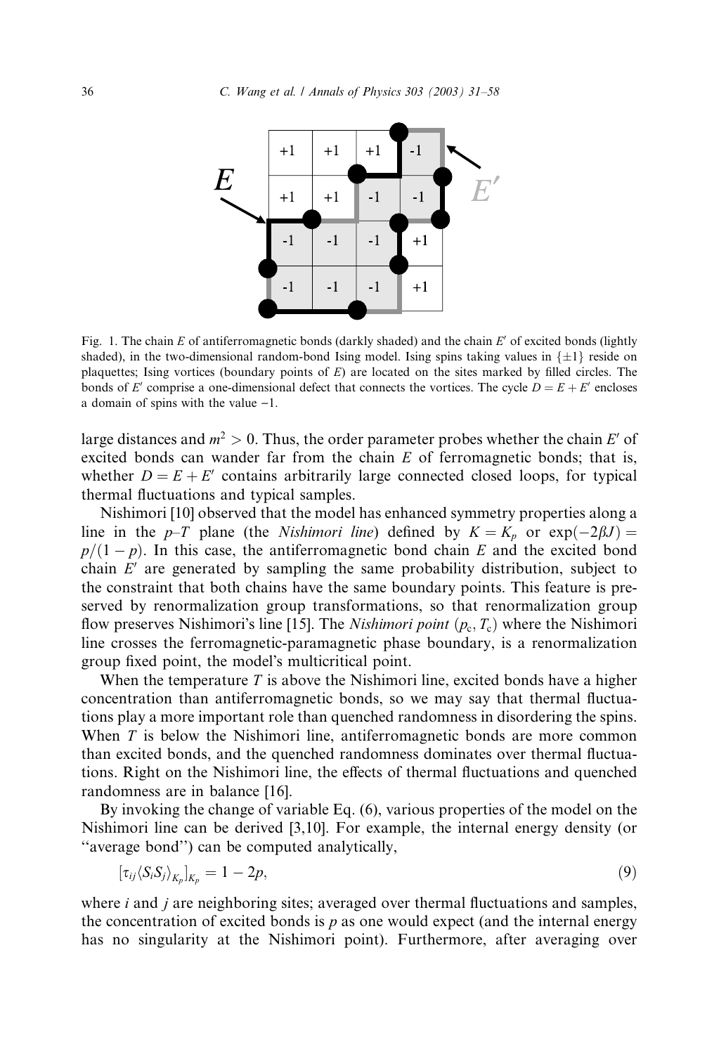Fig. 1. The chain $E$ of antiferromagnetic bonds (darkly shaded) and the chain $E'$ of excited bonds (lightly shaded), in the two-dimensional random-bond Ising model. Ising spins taking values in $\{\pm 1\}$ reside on plaquettes; Ising vortices (boundary points of $E$) are located on the sites marked by filled circles. The bonds of $E'$ comprise a one-dimensional defect that connects the vortices. The cycle $D = E + E'$ encloses a domain of spins with the value $-1$.

large distances and $m^2 > 0$. Thus, the order parameter probes whether the chain $E'$ of excited bonds can wander far from the chain $E$ of ferromagnetic bonds; that is, whether $D = E + E'$ contains arbitrarily large connected closed loops, for typical thermal fluctuations and typical samples.

Nishimori [10] observed that the model has enhanced symmetry properties along a line in the $p$–$T$ plane (the *Nishimori line*) defined by $K = K_p$ or $\exp(-2\beta J) = p/(1-p)$. In this case, the antiferromagnetic bond chain $E$ and the excited bond chain $E'$ are generated by sampling the same probability distribution, subject to the constraint that both chains have the same boundary points. This feature is preserved by renormalization group transformations, so that renormalization group flow preserves Nishimori's line [15]. The *Nishimori point* $(p_c, T_c)$ where the Nishimori line crosses the ferromagnetic-paramagnetic phase boundary, is a renormalization group fixed point, the model's multicritical point.

When the temperature $T$ is above the Nishimori line, excited bonds have a higher concentration than antiferromagnetic bonds, so we may say that thermal fluctuations play a more important role than quenched randomness in disordering the spins. When $T$ is below the Nishimori line, antiferromagnetic bonds are more common than excited bonds, and the quenched randomness dominates over thermal fluctuations. Right on the Nishimori line, the effects of thermal fluctuations and quenched randomness are in balance [16].

By invoking the change of variable Eq. (6), various properties of the model on the Nishimori line can be derived [3,10]. For example, the internal energy density (or "average bond") can be computed analytically,

$$[\tau_{ij}\langle S_i S_j\rangle_{K_p}]_{K_p} = 1 - 2p, \tag{9}$$

where $i$ and $j$ are neighboring sites; averaged over thermal fluctuations and samples, the concentration of excited bonds is $p$ as one would expect (and the internal energy has no singularity at the Nishimori point). Furthermore, after averaging over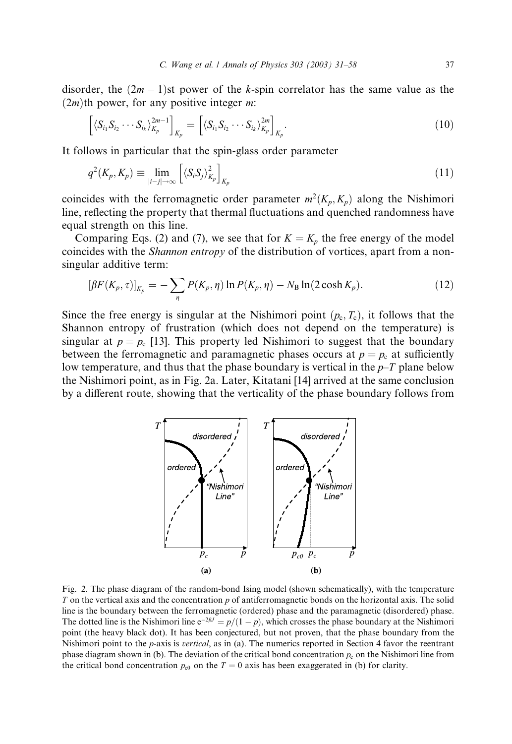disorder, the $(2m-1)$st power of the $k$-spin correlator has the same value as the $(2m)$th power, for any positive integer $m$:

$$\left[\langle S_{i_1} S_{i_2} \cdots S_{i_k} \rangle_{K_p}^{2m-1}\right]_{K_p} = \left[\langle S_{i_1} S_{i_2} \cdots S_{i_k} \rangle_{K_p}^{2m}\right]_{K_p}. \tag{10}$$

It follows in particular that the spin-glass order parameter

$$q^2(K_p, K_p) \equiv \lim_{|i-j|\to\infty} \left[\langle S_i S_j \rangle_{K_p}^2\right]_{K_p} \tag{11}$$

coincides with the ferromagnetic order parameter $m^2(K_p, K_p)$ along the Nishimori line, reflecting the property that thermal fluctuations and quenched randomness have equal strength on this line.

Comparing Eqs. (2) and (7), we see that for $K = K_p$ the free energy of the model coincides with the *Shannon entropy* of the distribution of vortices, apart from a non-singular additive term:

$$[\beta F(K_p, \tau)]_{K_p} = -\sum_{\eta} P(K_p, \eta) \ln P(K_p, \eta) - N_B \ln(2\cosh K_p). \tag{12}$$

Since the free energy is singular at the Nishimori point $(p_c, T_c)$, it follows that the Shannon entropy of frustration (which does not depend on the temperature) is singular at $p = p_c$ [13]. This property led Nishimori to suggest that the boundary between the ferromagnetic and paramagnetic phases occurs at $p = p_c$ at sufficiently low temperature, and thus that the phase boundary is vertical in the $p$–$T$ plane below the Nishimori point, as in Fig. 2a. Later, Kitatani [14] arrived at the same conclusion by a different route, showing that the verticality of the phase boundary follows from

Fig. 2. The phase diagram of the random-bond Ising model (shown schematically), with the temperature $T$ on the vertical axis and the concentration $p$ of antiferromagnetic bonds on the horizontal axis. The solid line is the boundary between the ferromagnetic (ordered) phase and the paramagnetic (disordered) phase. The dotted line is the Nishimori line $e^{-2\beta J} = p/(1-p)$, which crosses the phase boundary at the Nishimori point (the heavy black dot). It has been conjectured, but not proven, that the phase boundary from the Nishimori point to the $p$-axis is *vertical*, as in (a). The numerics reported in Section 4 favor the reentrant phase diagram shown in (b). The deviation of the critical bond concentration $p_c$ on the Nishimori line from the critical bond concentration $p_{c0}$ on the $T = 0$ axis has been exaggerated in (b) for clarity.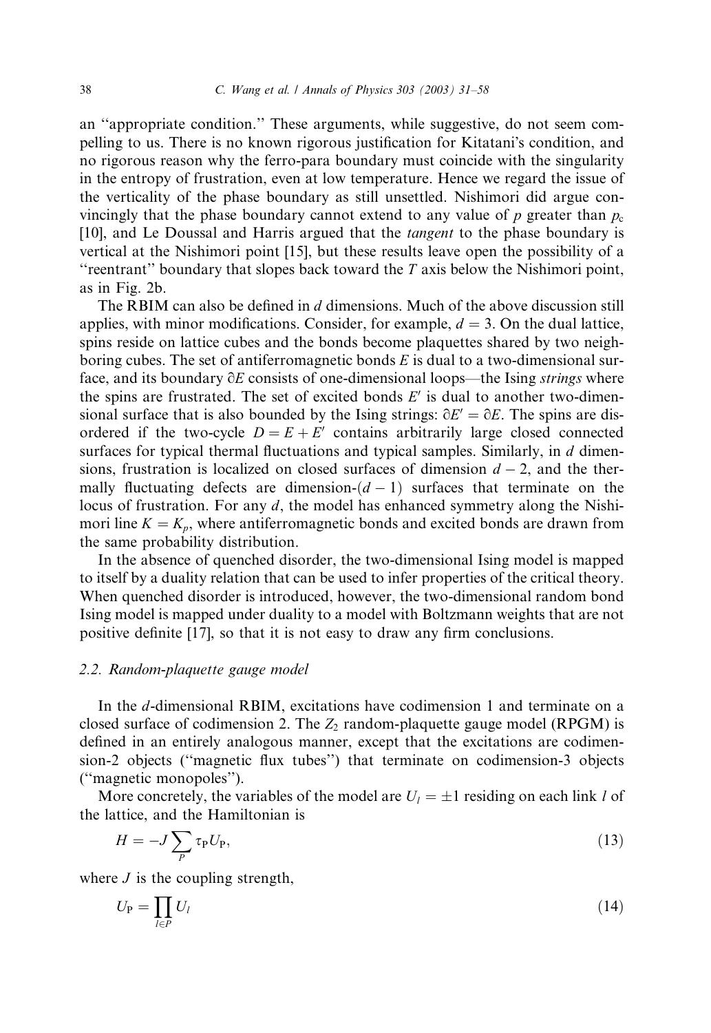an "appropriate condition." These arguments, while suggestive, do not seem compelling to us. There is no known rigorous justification for Kitatani's condition, and no rigorous reason why the ferro-para boundary must coincide with the singularity in the entropy of frustration, even at low temperature. Hence we regard the issue of the verticality of the phase boundary as still unsettled. Nishimori did argue convincingly that the phase boundary cannot extend to any value of $p$ greater than $p_c$ [10], and Le Doussal and Harris argued that the *tangent* to the phase boundary is vertical at the Nishimori point [15], but these results leave open the possibility of a "reentrant" boundary that slopes back toward the $T$ axis below the Nishimori point, as in Fig. 2b.

The RBIM can also be defined in $d$ dimensions. Much of the above discussion still applies, with minor modifications. Consider, for example, $d = 3$. On the dual lattice, spins reside on lattice cubes and the bonds become plaquettes shared by two neighboring cubes. The set of antiferromagnetic bonds $E$ is dual to a two-dimensional surface, and its boundary $\partial E$ consists of one-dimensional loops—the Ising *strings* where the spins are frustrated. The set of excited bonds $E'$ is dual to another two-dimensional surface that is also bounded by the Ising strings: $\partial E' = \partial E$. The spins are disordered if the two-cycle $D = E + E'$ contains arbitrarily large closed connected surfaces for typical thermal fluctuations and typical samples. Similarly, in $d$ dimensions, frustration is localized on closed surfaces of dimension $d - 2$, and the thermally fluctuating defects are dimension-$(d - 1)$ surfaces that terminate on the locus of frustration. For any $d$, the model has enhanced symmetry along the Nishimori line $K = K_p$, where antiferromagnetic bonds and excited bonds are drawn from the same probability distribution.

In the absence of quenched disorder, the two-dimensional Ising model is mapped to itself by a duality relation that can be used to infer properties of the critical theory. When quenched disorder is introduced, however, the two-dimensional random bond Ising model is mapped under duality to a model with Boltzmann weights that are not positive definite [17], so that it is not easy to draw any firm conclusions.

### 2.2. Random-plaquette gauge model

In the $d$-dimensional RBIM, excitations have codimension 1 and terminate on a closed surface of codimension 2. The $Z_2$ random-plaquette gauge model (RPGM) is defined in an entirely analogous manner, except that the excitations are codimension-2 objects ("magnetic flux tubes") that terminate on codimension-3 objects ("magnetic monopoles").

More concretely, the variables of the model are $U_l = \pm 1$ residing on each link $l$ of the lattice, and the Hamiltonian is

$$H = -J \sum_P \tau_P U_P, \tag{13}$$

where $J$ is the coupling strength,

$$U_P = \prod_{l \in P} U_l \tag{14}$$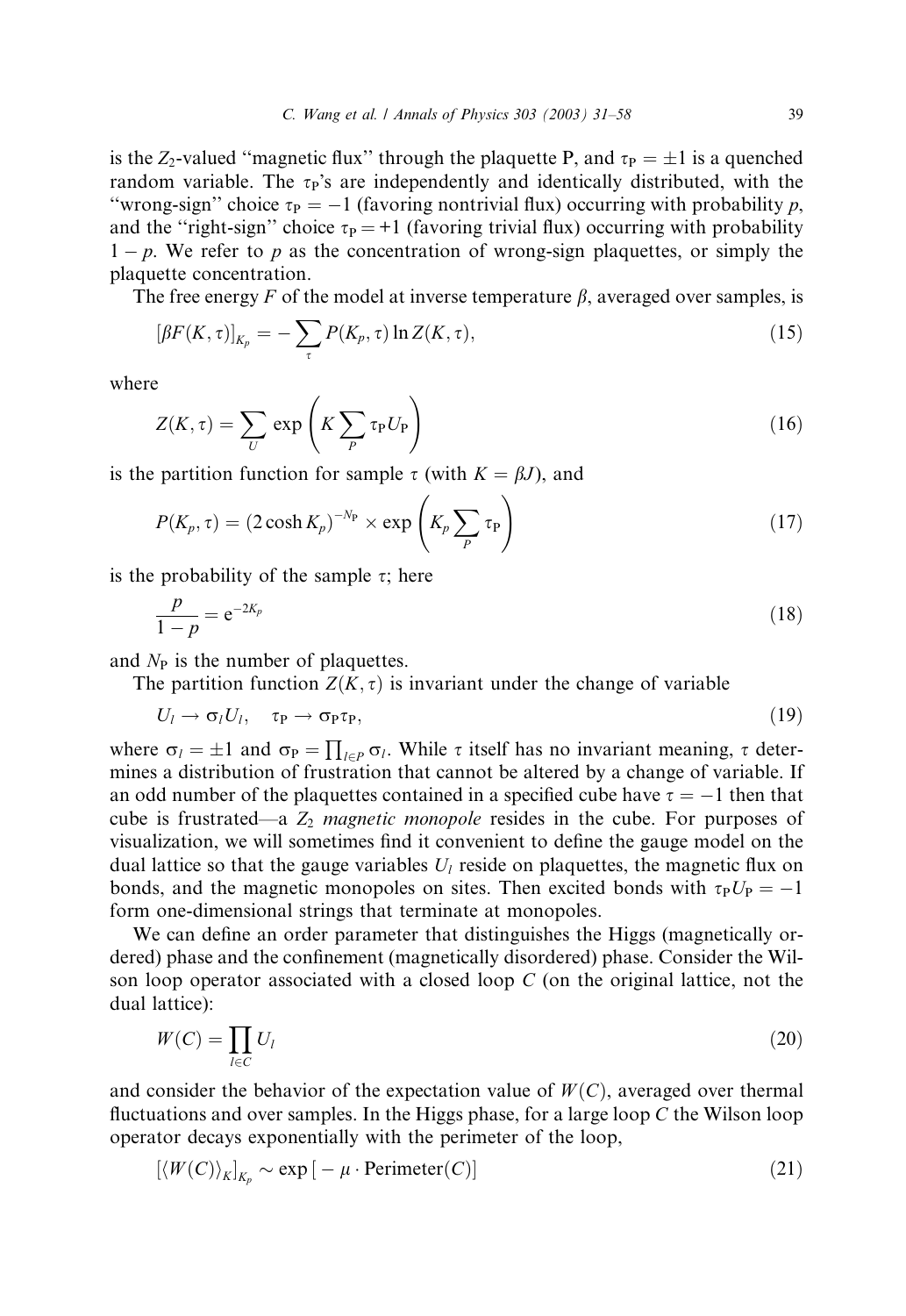is the $Z_2$-valued "magnetic flux" through the plaquette P, and $\tau_P = \pm 1$ is a quenched random variable. The $\tau_P$'s are independently and identically distributed, with the "wrong-sign" choice $\tau_P = -1$ (favoring nontrivial flux) occurring with probability $p$, and the "right-sign" choice $\tau_P = +1$ (favoring trivial flux) occurring with probability $1 - p$. We refer to $p$ as the concentration of wrong-sign plaquettes, or simply the plaquette concentration.

The free energy $F$ of the model at inverse temperature $\beta$, averaged over samples, is

$$[\beta F(K,\tau)]_{K_p} = -\sum_{\tau} P(K_p,\tau) \ln Z(K,\tau), \tag{15}$$

where

$$Z(K,\tau) = \sum_{U} \exp\left( K \sum_{P} \tau_P U_P \right) \tag{16}$$

is the partition function for sample $\tau$ (with $K = \beta J$), and

$$P(K_p,\tau) = (2\cosh K_p)^{-N_P} \times \exp\left( K_p \sum_{P} \tau_P \right) \tag{17}$$

is the probability of the sample $\tau$; here

$$\frac{p}{1-p} = e^{-2K_p} \tag{18}$$

and $N_P$ is the number of plaquettes.

The partition function $Z(K,\tau)$ is invariant under the change of variable

$$U_l \to \sigma_l U_l, \quad \tau_P \to \sigma_P \tau_P, \tag{19}$$

where $\sigma_l = \pm 1$ and $\sigma_P = \prod_{l \in P} \sigma_l$. While $\tau$ itself has no invariant meaning, $\tau$ determines a distribution of frustration that cannot be altered by a change of variable. If an odd number of the plaquettes contained in a specified cube have $\tau = -1$ then that cube is frustrated—a *$Z_2$ magnetic monopole* resides in the cube. For purposes of visualization, we will sometimes find it convenient to define the gauge model on the dual lattice so that the gauge variables $U_l$ reside on plaquettes, the magnetic flux on bonds, and the magnetic monopoles on sites. Then excited bonds with $\tau_P U_P = -1$ form one-dimensional strings that terminate at monopoles.

We can define an order parameter that distinguishes the Higgs (magnetically ordered) phase and the confinement (magnetically disordered) phase. Consider the Wilson loop operator associated with a closed loop $C$ (on the original lattice, not the dual lattice):

$$W(C) = \prod_{l \in C} U_l \tag{20}$$

and consider the behavior of the expectation value of $W(C)$, averaged over thermal fluctuations and over samples. In the Higgs phase, for a large loop $C$ the Wilson loop operator decays exponentially with the perimeter of the loop,

$$[\langle W(C) \rangle_K]_{K_p} \sim \exp[-\mu \cdot \text{Perimeter}(C)] \tag{21}$$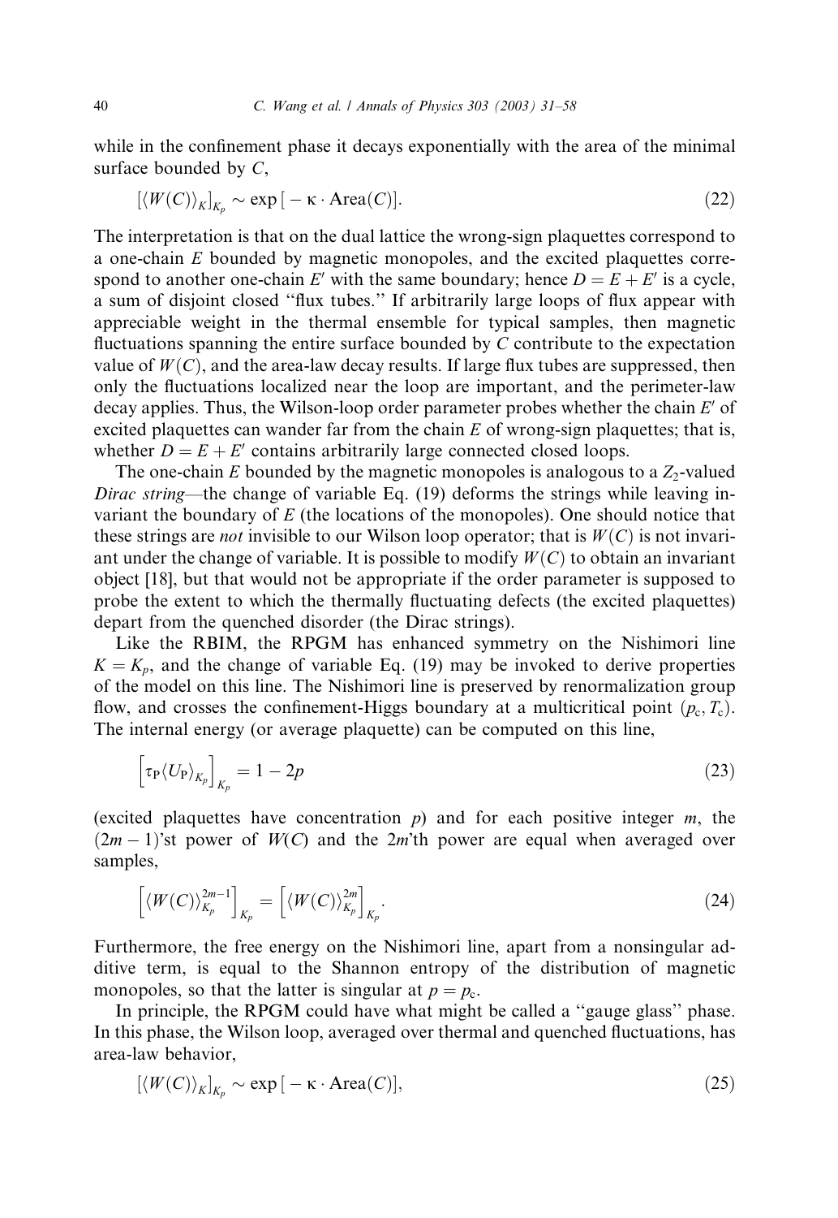while in the confinement phase it decays exponentially with the area of the minimal surface bounded by $C$,

$$[\langle W(C)\rangle_K]_{K_p} \sim \exp[-\kappa \cdot \mathrm{Area}(C)]. \tag{22}$$

The interpretation is that on the dual lattice the wrong-sign plaquettes correspond to a one-chain $E$ bounded by magnetic monopoles, and the excited plaquettes correspond to another one-chain $E'$ with the same boundary; hence $D = E + E'$ is a cycle, a sum of disjoint closed "flux tubes." If arbitrarily large loops of flux appear with appreciable weight in the thermal ensemble for typical samples, then magnetic fluctuations spanning the entire surface bounded by $C$ contribute to the expectation value of $W(C)$, and the area-law decay results. If large flux tubes are suppressed, then only the fluctuations localized near the loop are important, and the perimeter-law decay applies. Thus, the Wilson-loop order parameter probes whether the chain $E'$ of excited plaquettes can wander far from the chain $E$ of wrong-sign plaquettes; that is, whether $D = E + E'$ contains arbitrarily large connected closed loops.

The one-chain $E$ bounded by the magnetic monopoles is analogous to a $Z_2$-valued *Dirac string*—the change of variable Eq. (19) deforms the strings while leaving invariant the boundary of $E$ (the locations of the monopoles). One should notice that these strings are *not* invisible to our Wilson loop operator; that is $W(C)$ is not invariant under the change of variable. It is possible to modify $W(C)$ to obtain an invariant object [18], but that would not be appropriate if the order parameter is supposed to probe the extent to which the thermally fluctuating defects (the excited plaquettes) depart from the quenched disorder (the Dirac strings).

Like the RBIM, the RPGM has enhanced symmetry on the Nishimori line $K = K_p$, and the change of variable Eq. (19) may be invoked to derive properties of the model on this line. The Nishimori line is preserved by renormalization group flow, and crosses the confinement-Higgs boundary at a multicritical point $(p_c, T_c)$. The internal energy (or average plaquette) can be computed on this line,

$$\left[\tau_P \langle U_P\rangle_{K_p}\right]_{K_p} = 1 - 2p \tag{23}$$

(excited plaquettes have concentration $p$) and for each positive integer $m$, the $(2m-1)$'st power of $W(C)$ and the $2m$'th power are equal when averaged over samples,

$$\left[\langle W(C)\rangle_{K_p}^{2m-1}\right]_{K_p} = \left[\langle W(C)\rangle_{K_p}^{2m}\right]_{K_p}. \tag{24}$$

Furthermore, the free energy on the Nishimori line, apart from a nonsingular additive term, is equal to the Shannon entropy of the distribution of magnetic monopoles, so that the latter is singular at $p = p_c$.

In principle, the RPGM could have what might be called a "gauge glass" phase. In this phase, the Wilson loop, averaged over thermal and quenched fluctuations, has area-law behavior,

$$[\langle W(C)\rangle_K]_{K_p} \sim \exp[-\kappa \cdot \mathrm{Area}(C)], \tag{25}$$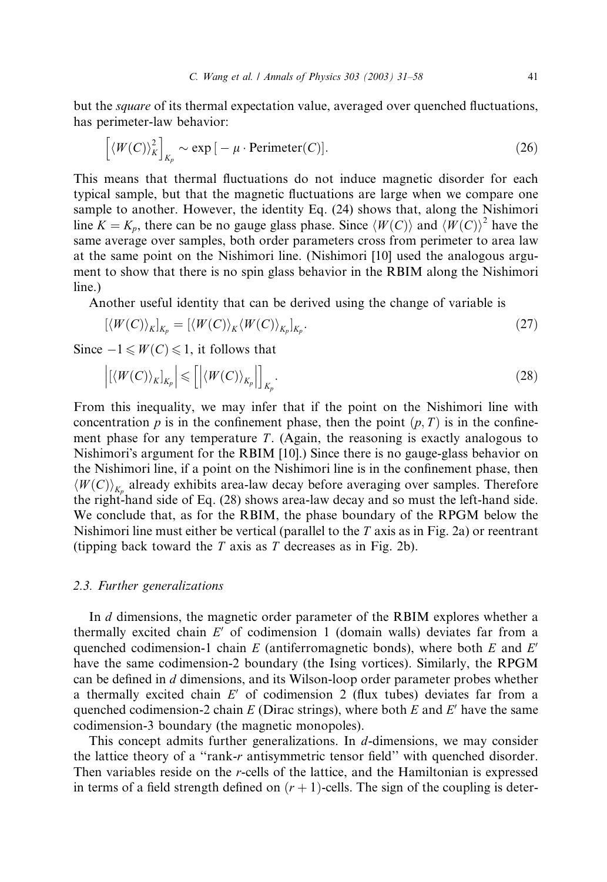but the *square* of its thermal expectation value, averaged over quenched fluctuations, has perimeter-law behavior:

$$\left[\langle W(C)\rangle_K^2\right]_{K_p} \sim \exp\left[-\mu \cdot \text{Perimeter}(C)\right]. \tag{26}$$

This means that thermal fluctuations do not induce magnetic disorder for each typical sample, but that the magnetic fluctuations are large when we compare one sample to another. However, the identity Eq. (24) shows that, along the Nishimori line $K = K_p$, there can be no gauge glass phase. Since $\langle W(C)\rangle$ and $\langle W(C)\rangle^2$ have the same average over samples, both order parameters cross from perimeter to area law at the same point on the Nishimori line. (Nishimori [10] used the analogous argument to show that there is no spin glass behavior in the RBIM along the Nishimori line.)

Another useful identity that can be derived using the change of variable is

$$[\langle W(C)\rangle_K]_{K_p} = [\langle W(C)\rangle_K \langle W(C)\rangle_{K_p}]_{K_p}. \tag{27}$$

Since $-1 \leqslant W(C) \leqslant 1$, it follows that

$$\left|[\langle W(C)\rangle_K]_{K_p}\right| \leqslant \left[\left|\langle W(C)\rangle_{K_p}\right|\right]_{K_p}. \tag{28}$$

From this inequality, we may infer that if the point on the Nishimori line with concentration $p$ is in the confinement phase, then the point $(p, T)$ is in the confinement phase for any temperature $T$. (Again, the reasoning is exactly analogous to Nishimori's argument for the RBIM [10].) Since there is no gauge-glass behavior on the Nishimori line, if a point on the Nishimori line is in the confinement phase, then $\langle W(C)\rangle_{K_p}$ already exhibits area-law decay before averaging over samples. Therefore the right-hand side of Eq. (28) shows area-law decay and so must the left-hand side. We conclude that, as for the RBIM, the phase boundary of the RPGM below the Nishimori line must either be vertical (parallel to the $T$ axis as in Fig. 2a) or reentrant (tipping back toward the $T$ axis as $T$ decreases as in Fig. 2b).

### 2.3. Further generalizations

In $d$ dimensions, the magnetic order parameter of the RBIM explores whether a thermally excited chain $E'$ of codimension 1 (domain walls) deviates far from a quenched codimension-1 chain $E$ (antiferromagnetic bonds), where both $E$ and $E'$ have the same codimension-2 boundary (the Ising vortices). Similarly, the RPGM can be defined in $d$ dimensions, and its Wilson-loop order parameter probes whether a thermally excited chain $E'$ of codimension 2 (flux tubes) deviates far from a quenched codimension-2 chain $E$ (Dirac strings), where both $E$ and $E'$ have the same codimension-3 boundary (the magnetic monopoles).

This concept admits further generalizations. In $d$-dimensions, we may consider the lattice theory of a "rank-$r$ antisymmetric tensor field" with quenched disorder. Then variables reside on the $r$-cells of the lattice, and the Hamiltonian is expressed in terms of a field strength defined on $(r+1)$-cells. The sign of the coupling is deter-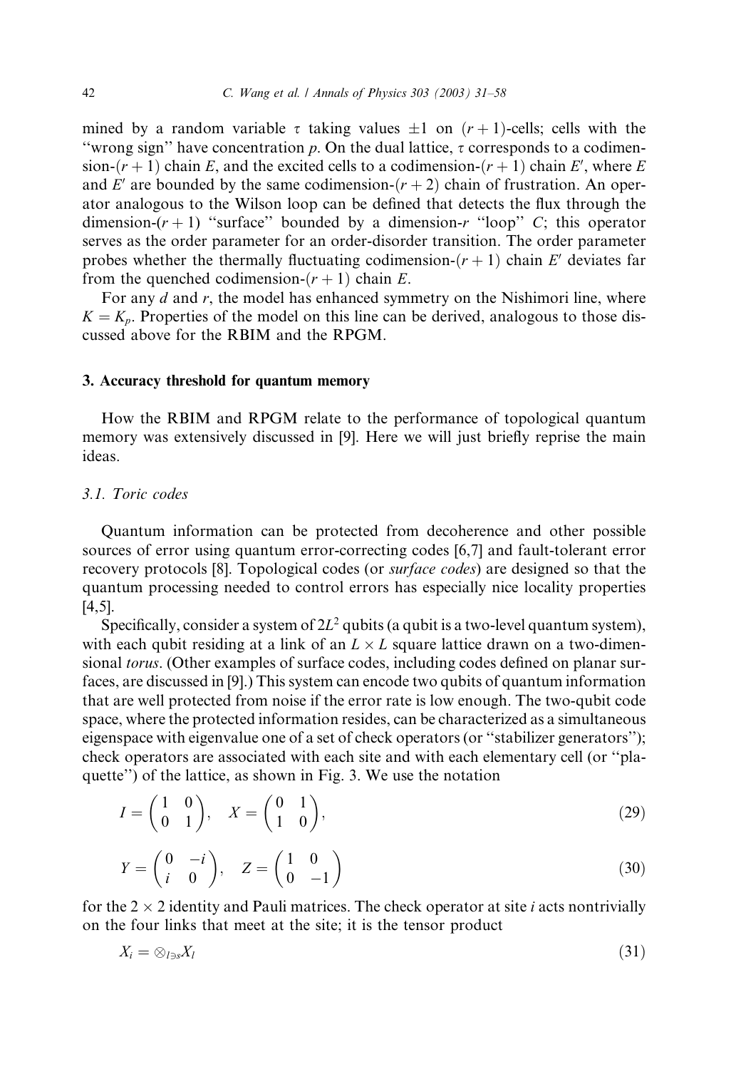mined by a random variable $\tau$ taking values $\pm 1$ on $(r+1)$-cells; cells with the "wrong sign" have concentration $p$. On the dual lattice, $\tau$ corresponds to a codimension-$(r+1)$ chain $E$, and the excited cells to a codimension-$(r+1)$ chain $E'$, where $E$ and $E'$ are bounded by the same codimension-$(r+2)$ chain of frustration. An operator analogous to the Wilson loop can be defined that detects the flux through the dimension-$(r+1)$ "surface" bounded by a dimension-$r$ "loop" $C$; this operator serves as the order parameter for an order-disorder transition. The order parameter probes whether the thermally fluctuating codimension-$(r+1)$ chain $E'$ deviates far from the quenched codimension-$(r+1)$ chain $E$.

For any $d$ and $r$, the model has enhanced symmetry on the Nishimori line, where $K = K_p$. Properties of the model on this line can be derived, analogous to those discussed above for the RBIM and the RPGM.

## 3. Accuracy threshold for quantum memory

How the RBIM and RPGM relate to the performance of topological quantum memory was extensively discussed in [9]. Here we will just briefly reprise the main ideas.

### 3.1. Toric codes

Quantum information can be protected from decoherence and other possible sources of error using quantum error-correcting codes [6,7] and fault-tolerant error recovery protocols [8]. Topological codes (or *surface codes*) are designed so that the quantum processing needed to control errors has especially nice locality properties [4,5].

Specifically, consider a system of $2L^2$ qubits (a qubit is a two-level quantum system), with each qubit residing at a link of an $L \times L$ square lattice drawn on a two-dimensional *torus*. (Other examples of surface codes, including codes defined on planar surfaces, are discussed in [9].) This system can encode two qubits of quantum information that are well protected from noise if the error rate is low enough. The two-qubit code space, where the protected information resides, can be characterized as a simultaneous eigenspace with eigenvalue one of a set of check operators (or "stabilizer generators"); check operators are associated with each site and with each elementary cell (or "plaquette") of the lattice, as shown in Fig. 3. We use the notation

$$I = \begin{pmatrix} 1 & 0 \\ 0 & 1 \end{pmatrix}, \quad X = \begin{pmatrix} 0 & 1 \\ 1 & 0 \end{pmatrix}, \tag{29}$$

$$Y = \begin{pmatrix} 0 & -i \\ i & 0 \end{pmatrix}, \quad Z = \begin{pmatrix} 1 & 0 \\ 0 & -1 \end{pmatrix} \tag{30}$$

for the $2 \times 2$ identity and Pauli matrices. The check operator at site $i$ acts nontrivially on the four links that meet at the site; it is the tensor product

$$X_i = \otimes_{l \ni s} X_l \tag{31}$$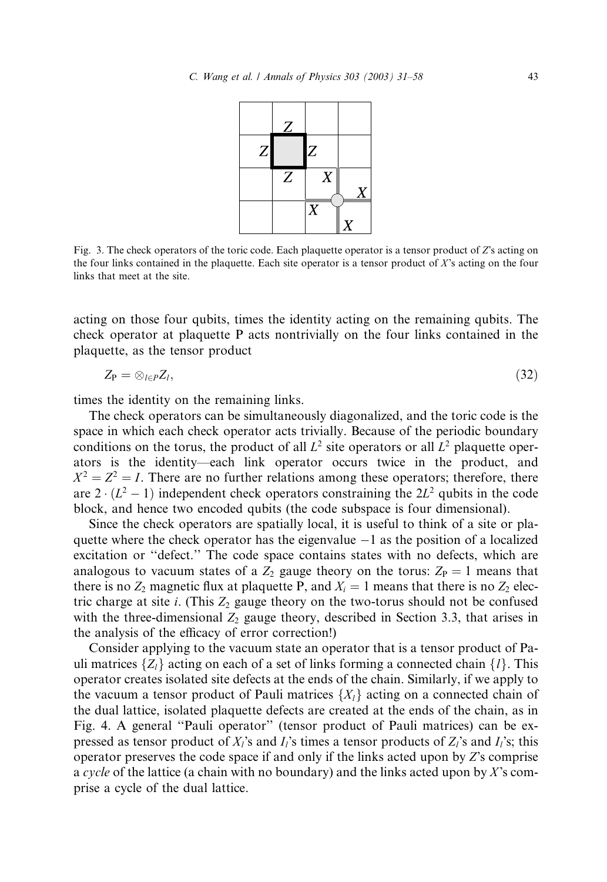Fig. 3. The check operators of the toric code. Each plaquette operator is a tensor product of $Z$'s acting on the four links contained in the plaquette. Each site operator is a tensor product of $X$'s acting on the four links that meet at the site.

acting on those four qubits, times the identity acting on the remaining qubits. The check operator at plaquette P acts nontrivially on the four links contained in the plaquette, as the tensor product

$$Z_{\mathrm{P}} = \otimes_{l \in P} Z_l, \tag{32}$$

times the identity on the remaining links.

The check operators can be simultaneously diagonalized, and the toric code is the space in which each check operator acts trivially. Because of the periodic boundary conditions on the torus, the product of all $L^2$ site operators or all $L^2$ plaquette operators is the identity—each link operator occurs twice in the product, and $X^2 = Z^2 = I$. There are no further relations among these operators; therefore, there are $2 \cdot (L^2 - 1)$ independent check operators constraining the $2L^2$ qubits in the code block, and hence two encoded qubits (the code subspace is four dimensional).

Since the check operators are spatially local, it is useful to think of a site or plaquette where the check operator has the eigenvalue $-1$ as the position of a localized excitation or "defect." The code space contains states with no defects, which are analogous to vacuum states of a $Z_2$ gauge theory on the torus: $Z_{\mathrm{P}} = 1$ means that there is no $Z_2$ magnetic flux at plaquette P, and $X_i = 1$ means that there is no $Z_2$ electric charge at site $i$. (This $Z_2$ gauge theory on the two-torus should not be confused with the three-dimensional $Z_2$ gauge theory, described in Section 3.3, that arises in the analysis of the efficacy of error correction!)

Consider applying to the vacuum state an operator that is a tensor product of Pauli matrices $\{Z_l\}$ acting on each of a set of links forming a connected chain $\{l\}$. This operator creates isolated site defects at the ends of the chain. Similarly, if we apply to the vacuum a tensor product of Pauli matrices $\{X_l\}$ acting on a connected chain of the dual lattice, isolated plaquette defects are created at the ends of the chain, as in Fig. 4. A general "Pauli operator" (tensor product of Pauli matrices) can be expressed as tensor product of $X_l$'s and $I_l$'s times a tensor products of $Z_l$'s and $I_l$'s; this operator preserves the code space if and only if the links acted upon by $Z$'s comprise a *cycle* of the lattice (a chain with no boundary) and the links acted upon by $X$'s comprise a cycle of the dual lattice.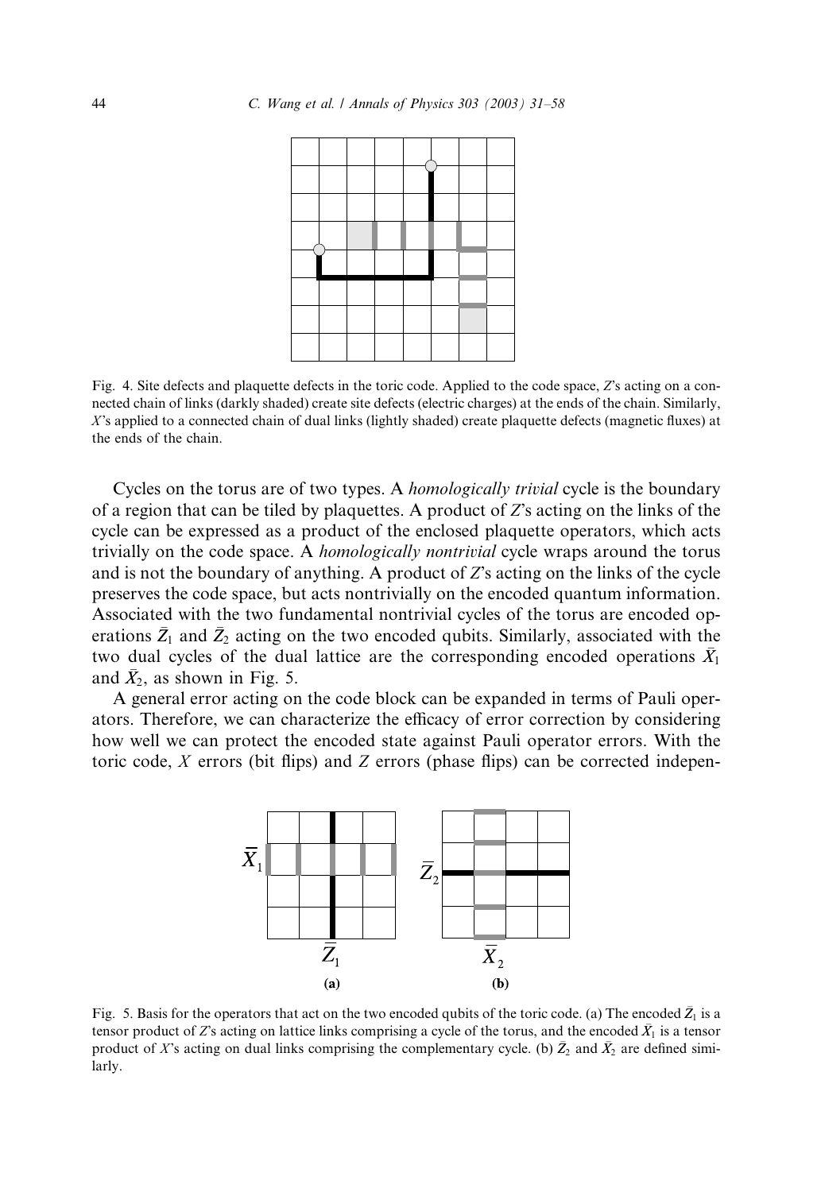Fig. 4. Site defects and plaquette defects in the toric code. Applied to the code space, $Z$'s acting on a connected chain of links (darkly shaded) create site defects (electric charges) at the ends of the chain. Similarly, $X$'s applied to a connected chain of dual links (lightly shaded) create plaquette defects (magnetic fluxes) at the ends of the chain.

Cycles on the torus are of two types. A *homologically trivial* cycle is the boundary of a region that can be tiled by plaquettes. A product of $Z$'s acting on the links of the cycle can be expressed as a product of the enclosed plaquette operators, which acts trivially on the code space. A *homologically nontrivial* cycle wraps around the torus and is not the boundary of anything. A product of $Z$'s acting on the links of the cycle preserves the code space, but acts nontrivially on the encoded quantum information. Associated with the two fundamental nontrivial cycles of the torus are encoded operations $\bar{Z}_1$ and $\bar{Z}_2$ acting on the two encoded qubits. Similarly, associated with the two dual cycles of the dual lattice are the corresponding encoded operations $\bar{X}_1$ and $\bar{X}_2$, as shown in Fig. 5.

A general error acting on the code block can be expanded in terms of Pauli operators. Therefore, we can characterize the efficacy of error correction by considering how well we can protect the encoded state against Pauli operator errors. With the toric code, $X$ errors (bit flips) and $Z$ errors (phase flips) can be corrected indepen-

Fig. 5. Basis for the operators that act on the two encoded qubits of the toric code. (a) The encoded $\bar{Z}_1$ is a tensor product of $Z$'s acting on lattice links comprising a cycle of the torus, and the encoded $\bar{X}_1$ is a tensor product of $X$'s acting on dual links comprising the complementary cycle. (b) $\bar{Z}_2$ and $\bar{X}_2$ are defined similarly.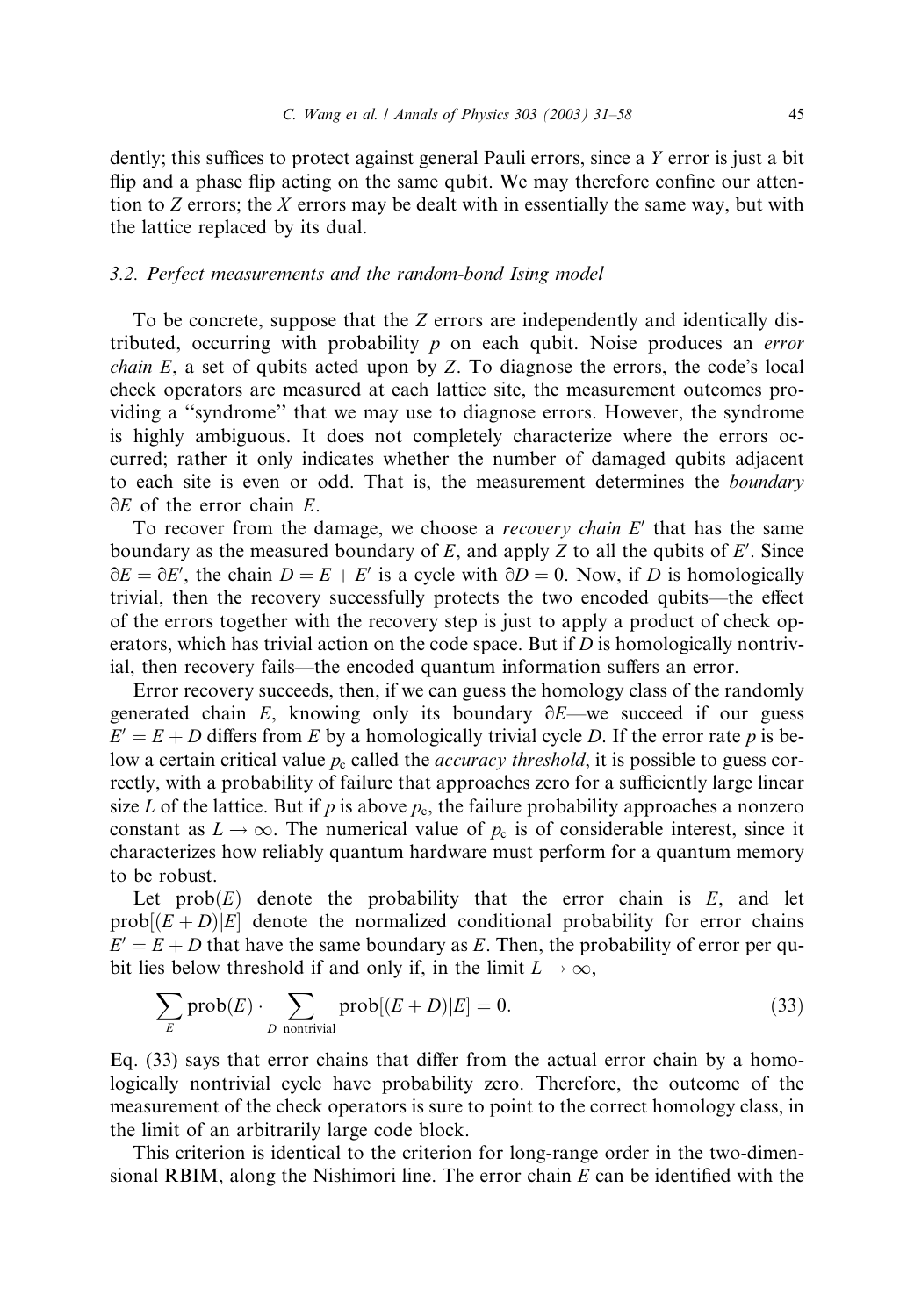dently; this suffices to protect against general Pauli errors, since a $Y$ error is just a bit flip and a phase flip acting on the same qubit. We may therefore confine our attention to $Z$ errors; the $X$ errors may be dealt with in essentially the same way, but with the lattice replaced by its dual.

### 3.2. Perfect measurements and the random-bond Ising model

To be concrete, suppose that the $Z$ errors are independently and identically distributed, occurring with probability $p$ on each qubit. Noise produces an *error chain* $E$, a set of qubits acted upon by $Z$. To diagnose the errors, the code's local check operators are measured at each lattice site, the measurement outcomes providing a "syndrome" that we may use to diagnose errors. However, the syndrome is highly ambiguous. It does not completely characterize where the errors occurred; rather it only indicates whether the number of damaged qubits adjacent to each site is even or odd. That is, the measurement determines the *boundary* $\partial E$ of the error chain $E$.

To recover from the damage, we choose a *recovery chain* $E'$ that has the same boundary as the measured boundary of $E$, and apply $Z$ to all the qubits of $E'$. Since $\partial E = \partial E'$, the chain $D = E + E'$ is a cycle with $\partial D = 0$. Now, if $D$ is homologically trivial, then the recovery successfully protects the two encoded qubits—the effect of the errors together with the recovery step is just to apply a product of check operators, which has trivial action on the code space. But if $D$ is homologically nontrivial, then recovery fails—the encoded quantum information suffers an error.

Error recovery succeeds, then, if we can guess the homology class of the randomly generated chain $E$, knowing only its boundary $\partial E$—we succeed if our guess $E' = E + D$ differs from $E$ by a homologically trivial cycle $D$. If the error rate $p$ is below a certain critical value $p_c$ called the *accuracy threshold*, it is possible to guess correctly, with a probability of failure that approaches zero for a sufficiently large linear size $L$ of the lattice. But if $p$ is above $p_c$, the failure probability approaches a nonzero constant as $L \to \infty$. The numerical value of $p_c$ is of considerable interest, since it characterizes how reliably quantum hardware must perform for a quantum memory to be robust.

Let $\mathrm{prob}(E)$ denote the probability that the error chain is $E$, and let $\mathrm{prob}[(E+D)|E]$ denote the normalized conditional probability for error chains $E' = E + D$ that have the same boundary as $E$. Then, the probability of error per qubit lies below threshold if and only if, in the limit $L \to \infty$,

$$\sum_E \mathrm{prob}(E) \cdot \sum_{D \text{ nontrivial}} \mathrm{prob}[(E+D)|E] = 0. \tag{33}$$

Eq. (33) says that error chains that differ from the actual error chain by a homologically nontrivial cycle have probability zero. Therefore, the outcome of the measurement of the check operators is sure to point to the correct homology class, in the limit of an arbitrarily large code block.

This criterion is identical to the criterion for long-range order in the two-dimensional RBIM, along the Nishimori line. The error chain $E$ can be identified with the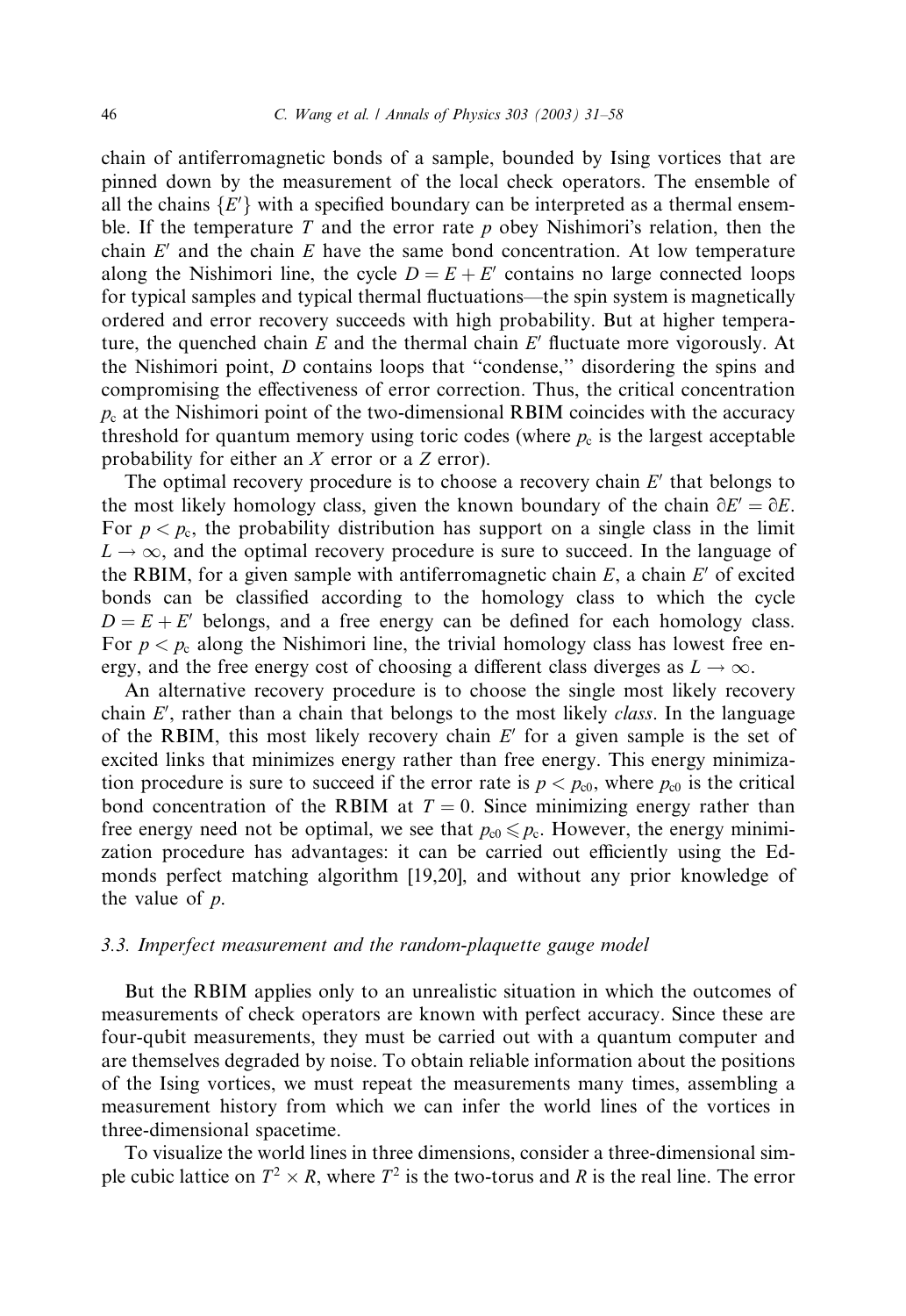chain of antiferromagnetic bonds of a sample, bounded by Ising vortices that are pinned down by the measurement of the local check operators. The ensemble of all the chains $\{E'\}$ with a specified boundary can be interpreted as a thermal ensemble. If the temperature $T$ and the error rate $p$ obey Nishimori's relation, then the chain $E'$ and the chain $E$ have the same bond concentration. At low temperature along the Nishimori line, the cycle $D = E + E'$ contains no large connected loops for typical samples and typical thermal fluctuations—the spin system is magnetically ordered and error recovery succeeds with high probability. But at higher temperature, the quenched chain $E$ and the thermal chain $E'$ fluctuate more vigorously. At the Nishimori point, $D$ contains loops that "condense," disordering the spins and compromising the effectiveness of error correction. Thus, the critical concentration $p_c$ at the Nishimori point of the two-dimensional RBIM coincides with the accuracy threshold for quantum memory using toric codes (where $p_c$ is the largest acceptable probability for either an $X$ error or a $Z$ error).

The optimal recovery procedure is to choose a recovery chain $E'$ that belongs to the most likely homology class, given the known boundary of the chain $\partial E' = \partial E$. For $p < p_c$, the probability distribution has support on a single class in the limit $L \to \infty$, and the optimal recovery procedure is sure to succeed. In the language of the RBIM, for a given sample with antiferromagnetic chain $E$, a chain $E'$ of excited bonds can be classified according to the homology class to which the cycle $D = E + E'$ belongs, and a free energy can be defined for each homology class. For $p < p_c$ along the Nishimori line, the trivial homology class has lowest free energy, and the free energy cost of choosing a different class diverges as $L \to \infty$.

An alternative recovery procedure is to choose the single most likely recovery chain $E'$, rather than a chain that belongs to the most likely *class*. In the language of the RBIM, this most likely recovery chain $E'$ for a given sample is the set of excited links that minimizes energy rather than free energy. This energy minimization procedure is sure to succeed if the error rate is $p < p_{c0}$, where $p_{c0}$ is the critical bond concentration of the RBIM at $T = 0$. Since minimizing energy rather than free energy need not be optimal, we see that $p_{c0} \leqslant p_c$. However, the energy minimization procedure has advantages: it can be carried out efficiently using the Edmonds perfect matching algorithm [19,20], and without any prior knowledge of the value of $p$.

### 3.3. Imperfect measurement and the random-plaquette gauge model

But the RBIM applies only to an unrealistic situation in which the outcomes of measurements of check operators are known with perfect accuracy. Since these are four-qubit measurements, they must be carried out with a quantum computer and are themselves degraded by noise. To obtain reliable information about the positions of the Ising vortices, we must repeat the measurements many times, assembling a measurement history from which we can infer the world lines of the vortices in three-dimensional spacetime.

To visualize the world lines in three dimensions, consider a three-dimensional simple cubic lattice on $T^2 \times R$, where $T^2$ is the two-torus and $R$ is the real line. The error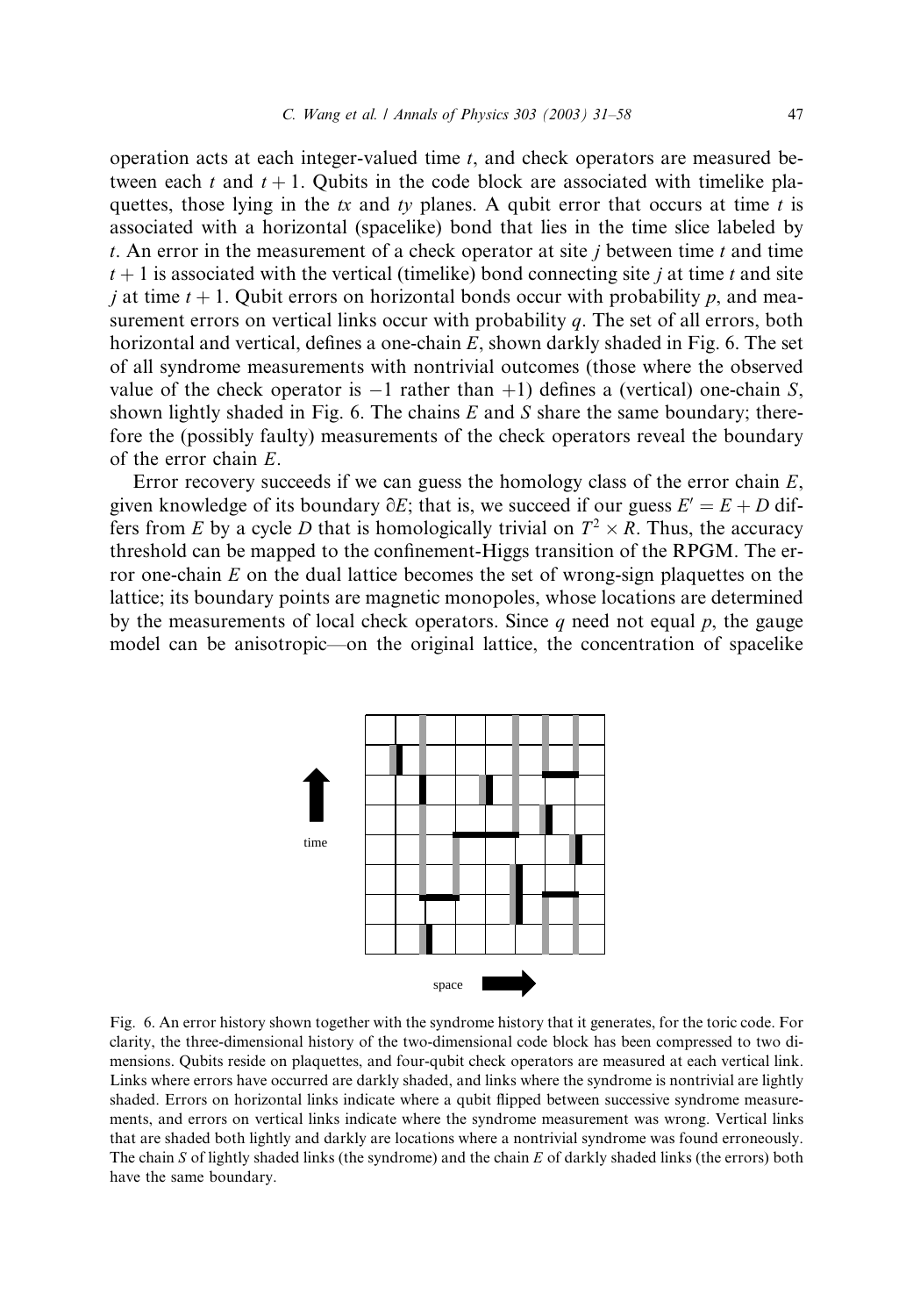operation acts at each integer-valued time $t$, and check operators are measured between each $t$ and $t+1$. Qubits in the code block are associated with timelike plaquettes, those lying in the $tx$ and $ty$ planes. A qubit error that occurs at time $t$ is associated with a horizontal (spacelike) bond that lies in the time slice labeled by $t$. An error in the measurement of a check operator at site $j$ between time $t$ and time $t+1$ is associated with the vertical (timelike) bond connecting site $j$ at time $t$ and site $j$ at time $t+1$. Qubit errors on horizontal bonds occur with probability $p$, and measurement errors on vertical links occur with probability $q$. The set of all errors, both horizontal and vertical, defines a one-chain $E$, shown darkly shaded in Fig. 6. The set of all syndrome measurements with nontrivial outcomes (those where the observed value of the check operator is $-1$ rather than $+1$) defines a (vertical) one-chain $S$, shown lightly shaded in Fig. 6. The chains $E$ and $S$ share the same boundary; therefore the (possibly faulty) measurements of the check operators reveal the boundary of the error chain $E$.

Error recovery succeeds if we can guess the homology class of the error chain $E$, given knowledge of its boundary $\partial E$; that is, we succeed if our guess $E' = E + D$ differs from $E$ by a cycle $D$ that is homologically trivial on $T^2 \times R$. Thus, the accuracy threshold can be mapped to the confinement-Higgs transition of the RPGM. The error one-chain $E$ on the dual lattice becomes the set of wrong-sign plaquettes on the lattice; its boundary points are magnetic monopoles, whose locations are determined by the measurements of local check operators. Since $q$ need not equal $p$, the gauge model can be anisotropic—on the original lattice, the concentration of spacelike

Fig. 6. An error history shown together with the syndrome history that it generates, for the toric code. For clarity, the three-dimensional history of the two-dimensional code block has been compressed to two dimensions. Qubits reside on plaquettes, and four-qubit check operators are measured at each vertical link. Links where errors have occurred are darkly shaded, and links where the syndrome is nontrivial are lightly shaded. Errors on horizontal links indicate where a qubit flipped between successive syndrome measurements, and errors on vertical links indicate where the syndrome measurement was wrong. Vertical links that are shaded both lightly and darkly are locations where a nontrivial syndrome was found erroneously. The chain $S$ of lightly shaded links (the syndrome) and the chain $E$ of darkly shaded links (the errors) both have the same boundary.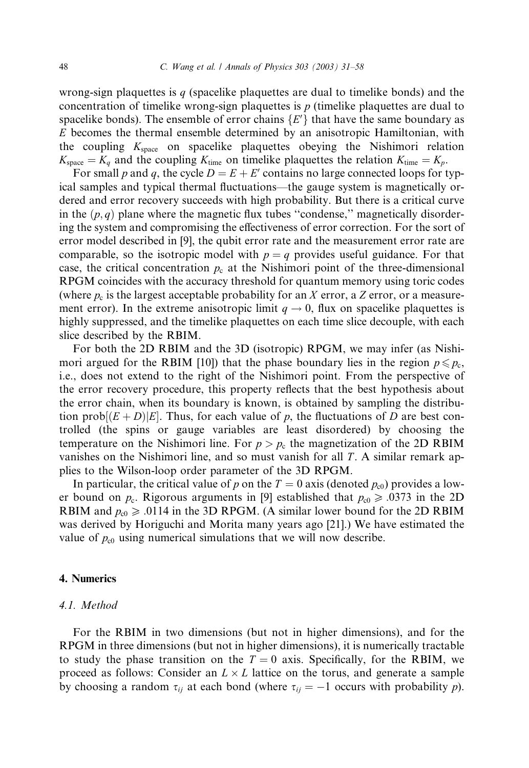wrong-sign plaquettes is $q$ (spacelike plaquettes are dual to timelike bonds) and the concentration of timelike wrong-sign plaquettes is $p$ (timelike plaquettes are dual to spacelike bonds). The ensemble of error chains $\{E'\}$ that have the same boundary as $E$ becomes the thermal ensemble determined by an anisotropic Hamiltonian, with the coupling $K_{\text{space}}$ on spacelike plaquettes obeying the Nishimori relation $K_{\text{space}} = K_q$ and the coupling $K_{\text{time}}$ on timelike plaquettes the relation $K_{\text{time}} = K_p$.

For small $p$ and $q$, the cycle $D = E + E'$ contains no large connected loops for typical samples and typical thermal fluctuations—the gauge system is magnetically ordered and error recovery succeeds with high probability. But there is a critical curve in the $(p, q)$ plane where the magnetic flux tubes "condense," magnetically disordering the system and compromising the effectiveness of error correction. For the sort of error model described in [9], the qubit error rate and the measurement error rate are comparable, so the isotropic model with $p = q$ provides useful guidance. For that case, the critical concentration $p_c$ at the Nishimori point of the three-dimensional RPGM coincides with the accuracy threshold for quantum memory using toric codes (where $p_c$ is the largest acceptable probability for an $X$ error, a $Z$ error, or a measurement error). In the extreme anisotropic limit $q \to 0$, flux on spacelike plaquettes is highly suppressed, and the timelike plaquettes on each time slice decouple, with each slice described by the RBIM.

For both the 2D RBIM and the 3D (isotropic) RPGM, we may infer (as Nishimori argued for the RBIM [10]) that the phase boundary lies in the region $p \leqslant p_c$, i.e., does not extend to the right of the Nishimori point. From the perspective of the error recovery procedure, this property reflects that the best hypothesis about the error chain, when its boundary is known, is obtained by sampling the distribution $\text{prob}[(E + D)|E]$. Thus, for each value of $p$, the fluctuations of $D$ are best controlled (the spins or gauge variables are least disordered) by choosing the temperature on the Nishimori line. For $p > p_c$ the magnetization of the 2D RBIM vanishes on the Nishimori line, and so must vanish for all $T$. A similar remark applies to the Wilson-loop order parameter of the 3D RPGM.

In particular, the critical value of $p$ on the $T = 0$ axis (denoted $p_{c0}$) provides a lower bound on $p_c$. Rigorous arguments in [9] established that $p_{c0} \geqslant .0373$ in the 2D RBIM and $p_{c0} \geqslant .0114$ in the 3D RPGM. (A similar lower bound for the 2D RBIM was derived by Horiguchi and Morita many years ago [21].) We have estimated the value of $p_{c0}$ using numerical simulations that we will now describe.

## 4. Numerics

### 4.1. Method

For the RBIM in two dimensions (but not in higher dimensions), and for the RPGM in three dimensions (but not in higher dimensions), it is numerically tractable to study the phase transition on the $T = 0$ axis. Specifically, for the RBIM, we proceed as follows: Consider an $L \times L$ lattice on the torus, and generate a sample by choosing a random $\tau_{ij}$ at each bond (where $\tau_{ij} = -1$ occurs with probability $p$).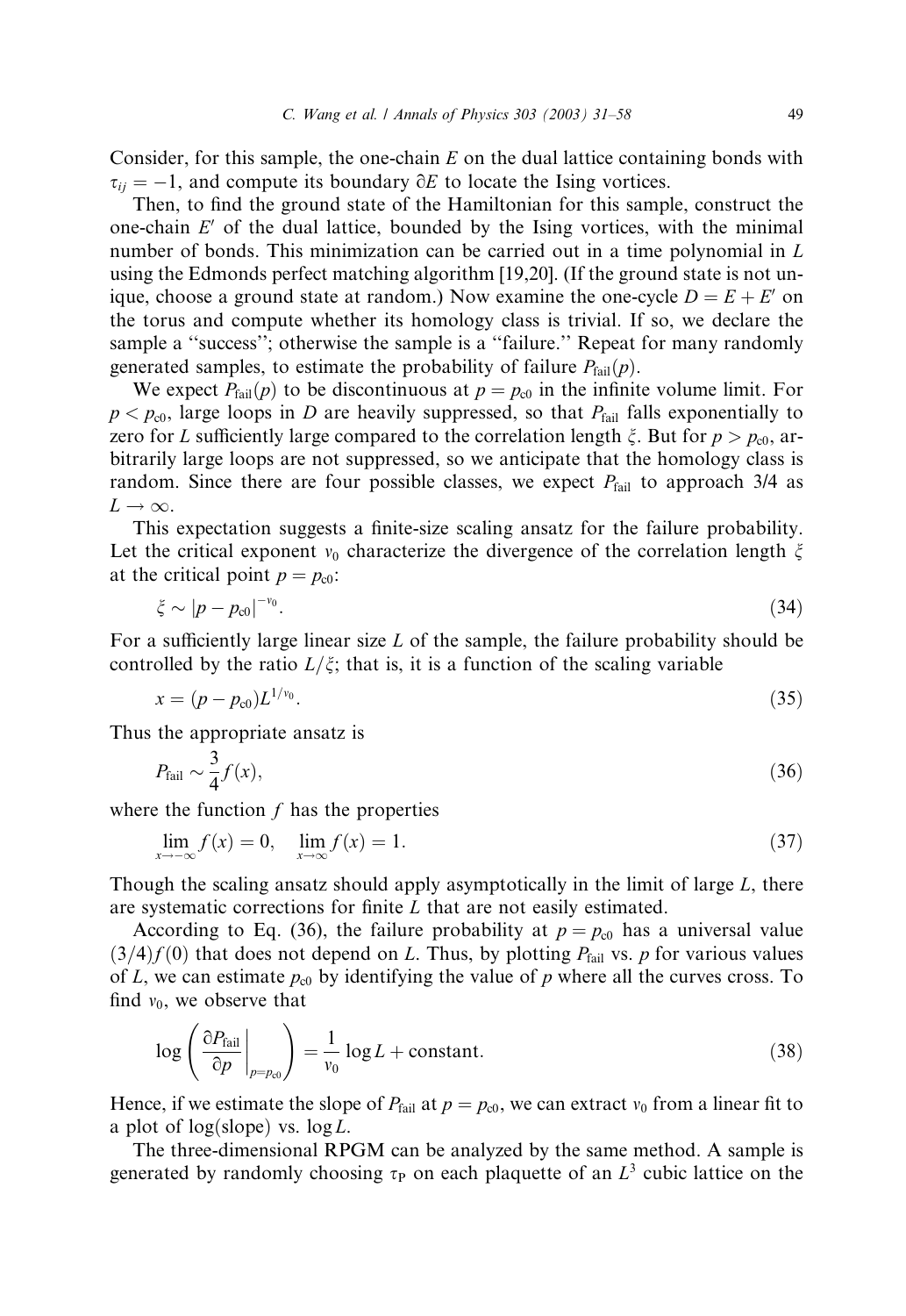Consider, for this sample, the one-chain $E$ on the dual lattice containing bonds with $\tau_{ij} = -1$, and compute its boundary $\partial E$ to locate the Ising vortices.

Then, to find the ground state of the Hamiltonian for this sample, construct the one-chain $E'$ of the dual lattice, bounded by the Ising vortices, with the minimal number of bonds. This minimization can be carried out in a time polynomial in $L$ using the Edmonds perfect matching algorithm [19,20]. (If the ground state is not unique, choose a ground state at random.) Now examine the one-cycle $D = E + E'$ on the torus and compute whether its homology class is trivial. If so, we declare the sample a "success"; otherwise the sample is a "failure." Repeat for many randomly generated samples, to estimate the probability of failure $P_{\text{fail}}(p)$.

We expect $P_{\text{fail}}(p)$ to be discontinuous at $p = p_{c0}$ in the infinite volume limit. For $p < p_{c0}$, large loops in $D$ are heavily suppressed, so that $P_{\text{fail}}$ falls exponentially to zero for $L$ sufficiently large compared to the correlation length $\xi$. But for $p > p_{c0}$, arbitrarily large loops are not suppressed, so we anticipate that the homology class is random. Since there are four possible classes, we expect $P_{\text{fail}}$ to approach 3/4 as $L \to \infty$.

This expectation suggests a finite-size scaling ansatz for the failure probability. Let the critical exponent $\nu_0$ characterize the divergence of the correlation length $\xi$ at the critical point $p = p_{c0}$:

$$\xi \sim |p - p_{c0}|^{-\nu_0}. \tag{34}$$

For a sufficiently large linear size $L$ of the sample, the failure probability should be controlled by the ratio $L/\xi$; that is, it is a function of the scaling variable

$$x = (p - p_{c0})L^{1/\nu_0}. \tag{35}$$

Thus the appropriate ansatz is

$$P_{\text{fail}} \sim \frac{3}{4} f(x), \tag{36}$$

where the function $f$ has the properties

$$\lim_{x \to -\infty} f(x) = 0, \quad \lim_{x \to \infty} f(x) = 1. \tag{37}$$

Though the scaling ansatz should apply asymptotically in the limit of large $L$, there are systematic corrections for finite $L$ that are not easily estimated.

According to Eq. (36), the failure probability at $p = p_{c0}$ has a universal value $(3/4)f(0)$ that does not depend on $L$. Thus, by plotting $P_{\text{fail}}$ vs. $p$ for various values of $L$, we can estimate $p_{c0}$ by identifying the value of $p$ where all the curves cross. To find $\nu_0$, we observe that

$$\log\left(\left.\frac{\partial P_{\text{fail}}}{\partial p}\right|_{p=p_{c0}}\right) = \frac{1}{\nu_0}\log L + \text{constant}. \tag{38}$$

Hence, if we estimate the slope of $P_{\text{fail}}$ at $p = p_{c0}$, we can extract $\nu_0$ from a linear fit to a plot of log(slope) vs. $\log L$.

The three-dimensional RPGM can be analyzed by the same method. A sample is generated by randomly choosing $\tau_P$ on each plaquette of an $L^3$ cubic lattice on the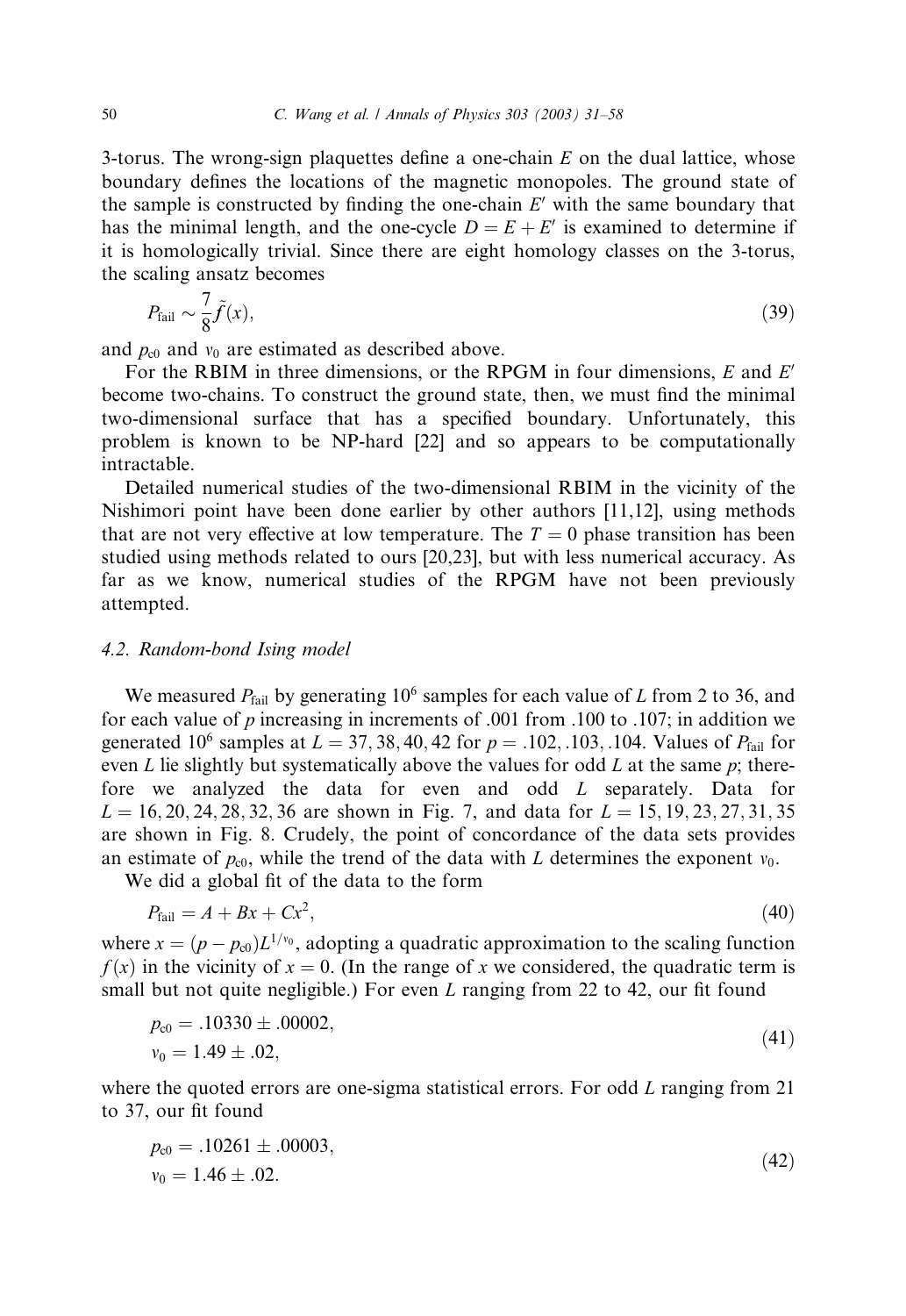3-torus. The wrong-sign plaquettes define a one-chain $E$ on the dual lattice, whose boundary defines the locations of the magnetic monopoles. The ground state of the sample is constructed by finding the one-chain $E'$ with the same boundary that has the minimal length, and the one-cycle $D = E + E'$ is examined to determine if it is homologically trivial. Since there are eight homology classes on the 3-torus, the scaling ansatz becomes

$$P_{\text{fail}} \sim \frac{7}{8}\tilde{f}(x), \tag{39}$$

and $p_{c0}$ and $v_0$ are estimated as described above.

For the RBIM in three dimensions, or the RPGM in four dimensions, $E$ and $E'$ become two-chains. To construct the ground state, then, we must find the minimal two-dimensional surface that has a specified boundary. Unfortunately, this problem is known to be NP-hard [22] and so appears to be computationally intractable.

Detailed numerical studies of the two-dimensional RBIM in the vicinity of the Nishimori point have been done earlier by other authors [11,12], using methods that are not very effective at low temperature. The $T = 0$ phase transition has been studied using methods related to ours [20,23], but with less numerical accuracy. As far as we know, numerical studies of the RPGM have not been previously attempted.

### 4.2. Random-bond Ising model

We measured $P_{\text{fail}}$ by generating $10^6$ samples for each value of $L$ from 2 to 36, and for each value of $p$ increasing in increments of .001 from .100 to .107; in addition we generated $10^6$ samples at $L = 37, 38, 40, 42$ for $p = .102, .103, .104$. Values of $P_{\text{fail}}$ for even $L$ lie slightly but systematically above the values for odd $L$ at the same $p$; therefore we analyzed the data for even and odd $L$ separately. Data for $L = 16, 20, 24, 28, 32, 36$ are shown in Fig. 7, and data for $L = 15, 19, 23, 27, 31, 35$ are shown in Fig. 8. Crudely, the point of concordance of the data sets provides an estimate of $p_{c0}$, while the trend of the data with $L$ determines the exponent $v_0$.

We did a global fit of the data to the form

$$P_{\text{fail}} = A + Bx + Cx^2, \tag{40}$$

where $x = (p - p_{c0})L^{1/v_0}$, adopting a quadratic approximation to the scaling function $f(x)$ in the vicinity of $x = 0$. (In the range of $x$ we considered, the quadratic term is small but not quite negligible.) For even $L$ ranging from 22 to 42, our fit found

$$\begin{aligned} p_{c0} &= .10330 \pm .00002, \\ v_0 &= 1.49 \pm .02, \end{aligned} \tag{41}$$

where the quoted errors are one-sigma statistical errors. For odd $L$ ranging from 21 to 37, our fit found

$$\begin{aligned} p_{c0} &= .10261 \pm .00003, \\ v_0 &= 1.46 \pm .02. \end{aligned} \tag{42}$$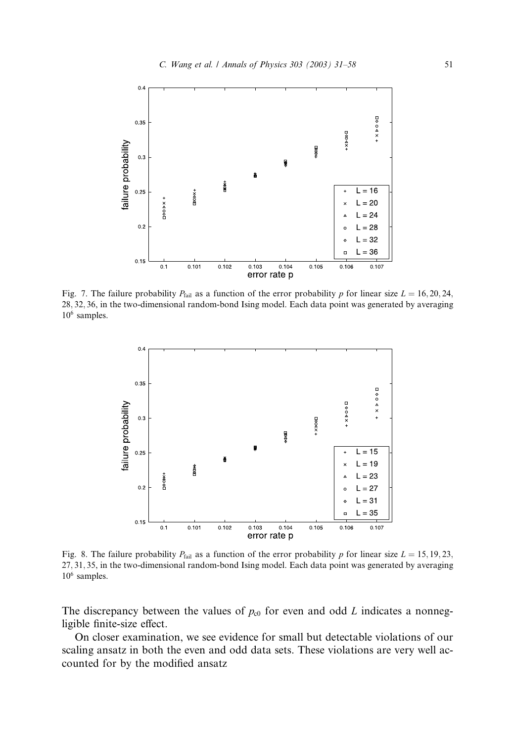Fig. 7. The failure probability $P_{\text{fail}}$ as a function of the error probability $p$ for linear size $L = 16, 20, 24, 28, 32, 36$, in the two-dimensional random-bond Ising model. Each data point was generated by averaging $10^6$ samples.

Fig. 8. The failure probability $P_{\text{fail}}$ as a function of the error probability $p$ for linear size $L = 15, 19, 23, 27, 31, 35$, in the two-dimensional random-bond Ising model. Each data point was generated by averaging $10^6$ samples.

The discrepancy between the values of $p_{c0}$ for even and odd $L$ indicates a nonnegligible finite-size effect.

On closer examination, we see evidence for small but detectable violations of our scaling ansatz in both the even and odd data sets. These violations are very well accounted for by the modified ansatz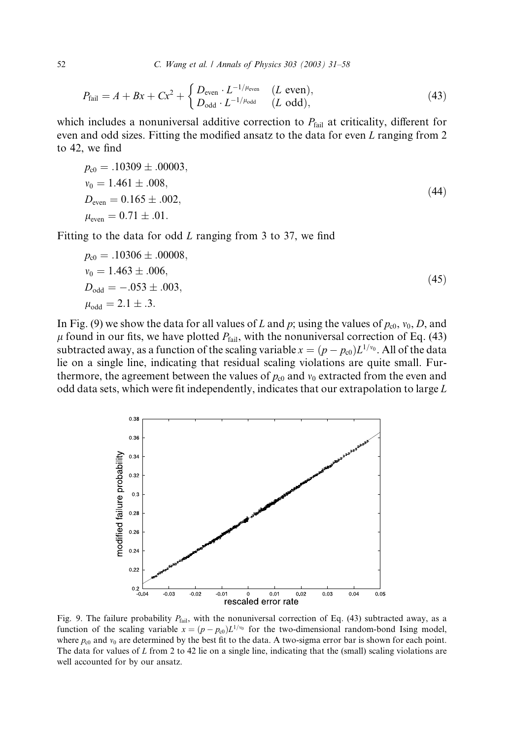$$P_{\text{fail}} = A + Bx + Cx^2 + \begin{cases} D_{\text{even}} \cdot L^{-1/\mu_{\text{even}}} & (L \text{ even}), \\ D_{\text{odd}} \cdot L^{-1/\mu_{\text{odd}}} & (L \text{ odd}), \end{cases} \tag{43}$$

which includes a nonuniversal additive correction to $P_{\text{fail}}$ at criticality, different for even and odd sizes. Fitting the modified ansatz to the data for even $L$ ranging from 2 to 42, we find

$$\begin{aligned} p_{c0} &= .10309 \pm .00003, \\ \nu_0 &= 1.461 \pm .008, \\ D_{\text{even}} &= 0.165 \pm .002, \\ \mu_{\text{even}} &= 0.71 \pm .01. \end{aligned} \tag{44}$$

Fitting to the data for odd $L$ ranging from 3 to 37, we find

$$\begin{aligned} p_{c0} &= .10306 \pm .00008, \\ \nu_0 &= 1.463 \pm .006, \\ D_{\text{odd}} &= -.053 \pm .003, \\ \mu_{\text{odd}} &= 2.1 \pm .3. \end{aligned} \tag{45}$$

In Fig. (9) we show the data for all values of $L$ and $p$; using the values of $p_{c0}$, $\nu_0$, $D$, and $\mu$ found in our fits, we have plotted $P_{\text{fail}}$, with the nonuniversal correction of Eq. (43) subtracted away, as a function of the scaling variable $x = (p - p_{c0})L^{1/\nu_0}$. All of the data lie on a single line, indicating that residual scaling violations are quite small. Furthermore, the agreement between the values of $p_{c0}$ and $\nu_0$ extracted from the even and odd data sets, which were fit independently, indicates that our extrapolation to large $L$

Fig. 9. The failure probability $P_{\text{fail}}$, with the nonuniversal correction of Eq. (43) subtracted away, as a function of the scaling variable $x = (p - p_{c0})L^{1/\nu_0}$ for the two-dimensional random-bond Ising model, where $p_{c0}$ and $\nu_0$ are determined by the best fit to the data. A two-sigma error bar is shown for each point. The data for values of $L$ from 2 to 42 lie on a single line, indicating that the (small) scaling violations are well accounted for by our ansatz.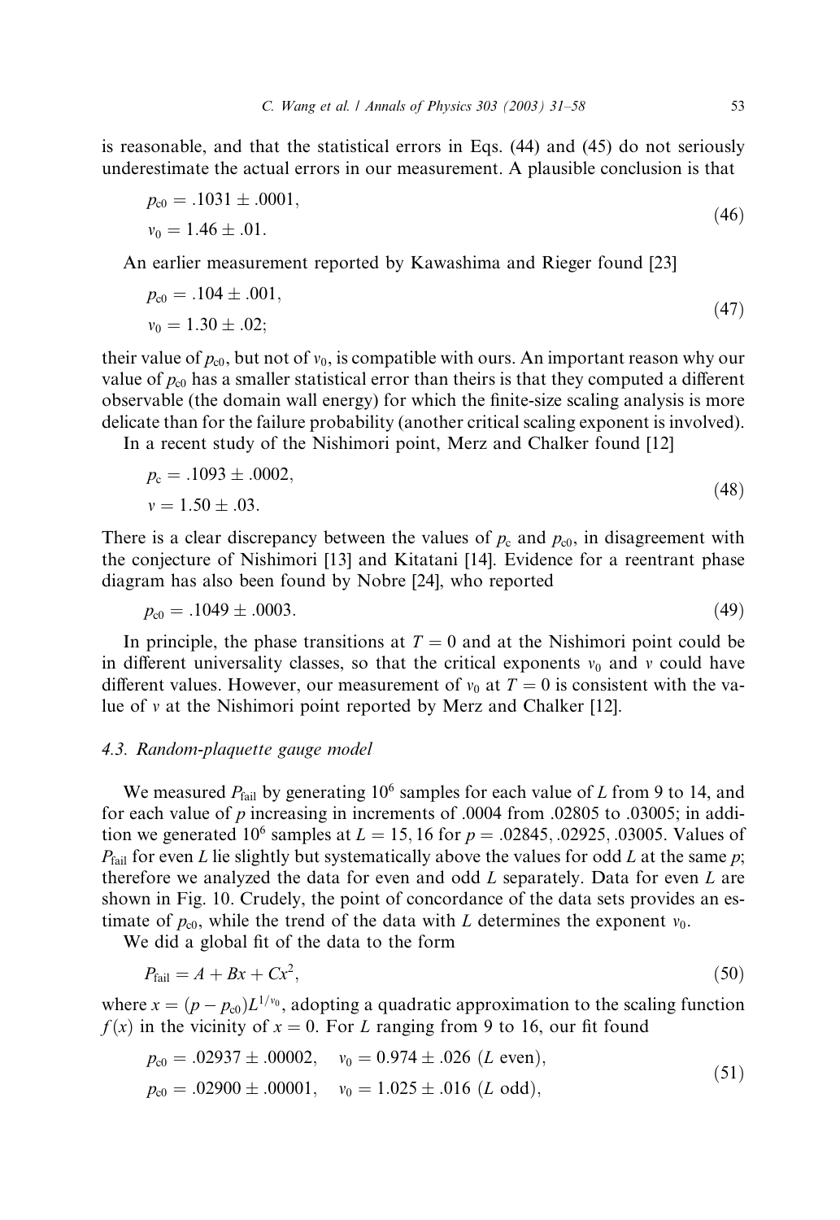is reasonable, and that the statistical errors in Eqs. (44) and (45) do not seriously underestimate the actual errors in our measurement. A plausible conclusion is that

$$p_{c0} = .1031 \pm .0001,$$
$$\nu_0 = 1.46 \pm .01. \tag{46}$$

An earlier measurement reported by Kawashima and Rieger found [23]

$$p_{c0} = .104 \pm .001,$$
$$\nu_0 = 1.30 \pm .02; \tag{47}$$

their value of $p_{c0}$, but not of $\nu_0$, is compatible with ours. An important reason why our value of $p_{c0}$ has a smaller statistical error than theirs is that they computed a different observable (the domain wall energy) for which the finite-size scaling analysis is more delicate than for the failure probability (another critical scaling exponent is involved).

In a recent study of the Nishimori point, Merz and Chalker found [12]

$$p_c = .1093 \pm .0002,$$
$$\nu = 1.50 \pm .03. \tag{48}$$

There is a clear discrepancy between the values of $p_c$ and $p_{c0}$, in disagreement with the conjecture of Nishimori [13] and Kitatani [14]. Evidence for a reentrant phase diagram has also been found by Nobre [24], who reported

$$p_{c0} = .1049 \pm .0003. \tag{49}$$

In principle, the phase transitions at $T = 0$ and at the Nishimori point could be in different universality classes, so that the critical exponents $\nu_0$ and $\nu$ could have different values. However, our measurement of $\nu_0$ at $T = 0$ is consistent with the value of $\nu$ at the Nishimori point reported by Merz and Chalker [12].

### 4.3. Random-plaquette gauge model

We measured $P_{\text{fail}}$ by generating $10^6$ samples for each value of $L$ from 9 to 14, and for each value of $p$ increasing in increments of .0004 from .02805 to .03005; in addition we generated $10^6$ samples at $L = 15, 16$ for $p = .02845, .02925, .03005$. Values of $P_{\text{fail}}$ for even $L$ lie slightly but systematically above the values for odd $L$ at the same $p$; therefore we analyzed the data for even and odd $L$ separately. Data for even $L$ are shown in Fig. 10. Crudely, the point of concordance of the data sets provides an estimate of $p_{c0}$, while the trend of the data with $L$ determines the exponent $\nu_0$.

We did a global fit of the data to the form

$$P_{\text{fail}} = A + Bx + Cx^2, \tag{50}$$

where $x = (p - p_{c0})L^{1/\nu_0}$, adopting a quadratic approximation to the scaling function $f(x)$ in the vicinity of $x = 0$. For $L$ ranging from 9 to 16, our fit found

$$p_{c0} = .02937 \pm .00002, \quad \nu_0 = 0.974 \pm .026 \ (L \text{ even}),$$
$$p_{c0} = .02900 \pm .00001, \quad \nu_0 = 1.025 \pm .016 \ (L \text{ odd}), \tag{51}$$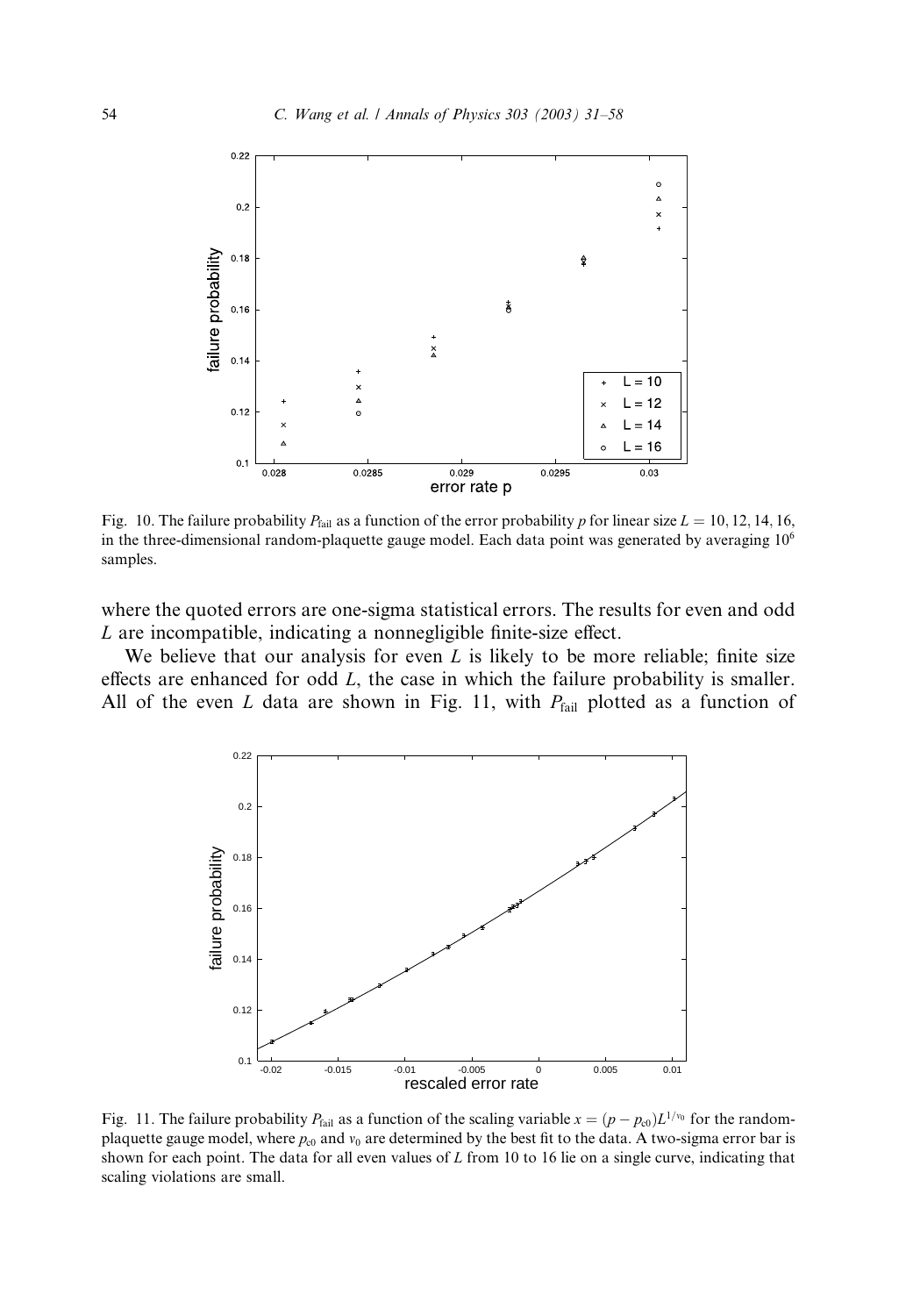Fig. 10. The failure probability $P_{\text{fail}}$ as a function of the error probability $p$ for linear size $L = 10, 12, 14, 16$, in the three-dimensional random-plaquette gauge model. Each data point was generated by averaging $10^6$ samples.

where the quoted errors are one-sigma statistical errors. The results for even and odd $L$ are incompatible, indicating a nonnegligible finite-size effect.

We believe that our analysis for even $L$ is likely to be more reliable; finite size effects are enhanced for odd $L$, the case in which the failure probability is smaller. All of the even $L$ data are shown in Fig. 11, with $P_{\text{fail}}$ plotted as a function of

Fig. 11. The failure probability $P_{\text{fail}}$ as a function of the scaling variable $x = (p - p_{c0})L^{1/\nu_0}$ for the random-plaquette gauge model, where $p_{c0}$ and $\nu_0$ are determined by the best fit to the data. A two-sigma error bar is shown for each point. The data for all even values of $L$ from 10 to 16 lie on a single curve, indicating that scaling violations are small.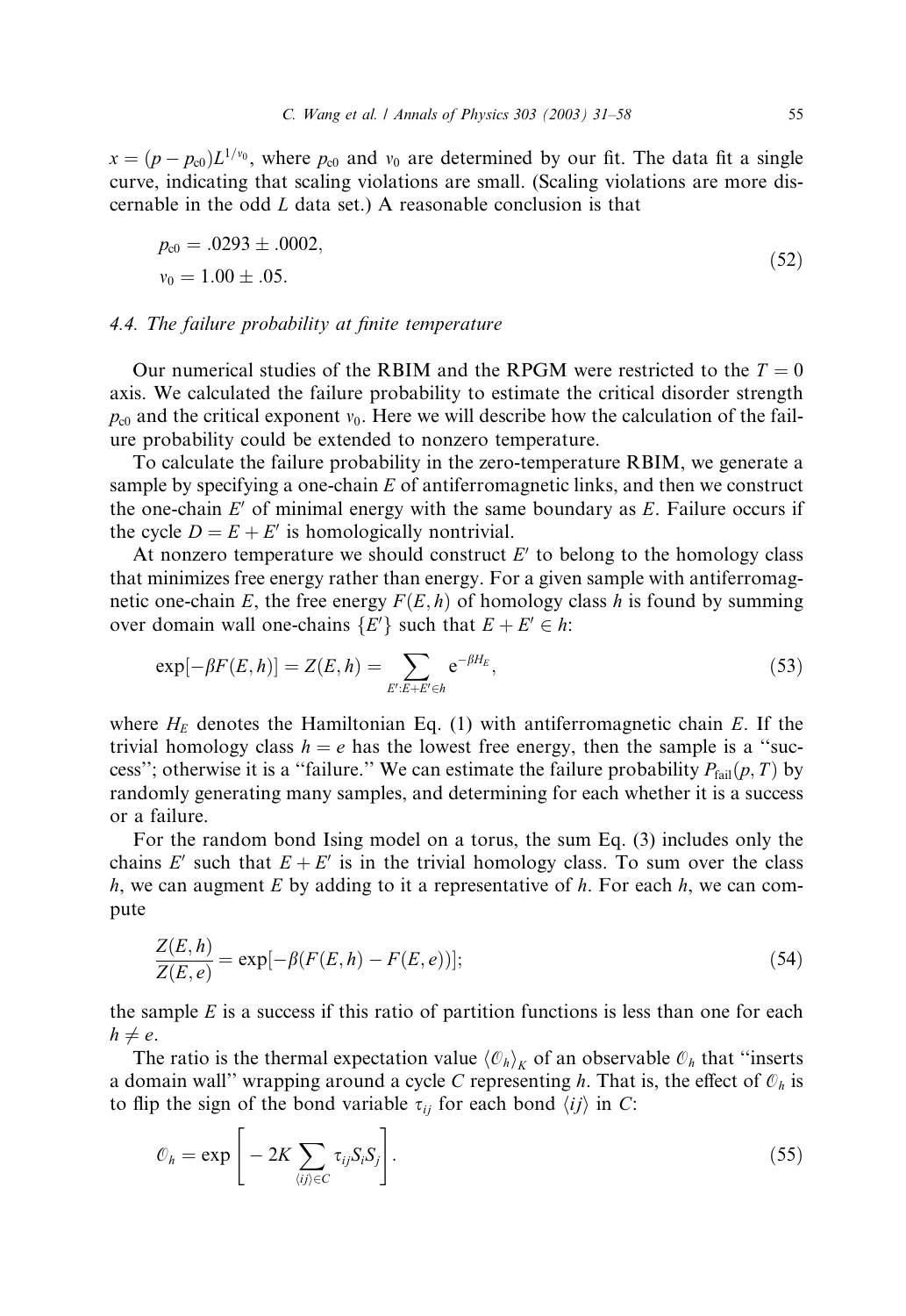$x = (p - p_{c0})L^{1/\nu_0}$, where $p_{c0}$ and $\nu_0$ are determined by our fit. The data fit a single curve, indicating that scaling violations are small. (Scaling violations are more discernable in the odd $L$ data set.) A reasonable conclusion is that

$$
\begin{aligned}
p_{c0} &= .0293 \pm .0002, \\
\nu_0 &= 1.00 \pm .05.
\end{aligned}
\tag{52}
$$

### 4.4. The failure probability at finite temperature

Our numerical studies of the RBIM and the RPGM were restricted to the $T = 0$ axis. We calculated the failure probability to estimate the critical disorder strength $p_{c0}$ and the critical exponent $\nu_0$. Here we will describe how the calculation of the failure probability could be extended to nonzero temperature.

To calculate the failure probability in the zero-temperature RBIM, we generate a sample by specifying a one-chain $E$ of antiferromagnetic links, and then we construct the one-chain $E'$ of minimal energy with the same boundary as $E$. Failure occurs if the cycle $D = E + E'$ is homologically nontrivial.

At nonzero temperature we should construct $E'$ to belong to the homology class that minimizes free energy rather than energy. For a given sample with antiferromagnetic one-chain $E$, the free energy $F(E, h)$ of homology class $h$ is found by summing over domain wall one-chains $\{E'\}$ such that $E + E' \in h$:

$$
\exp[-\beta F(E,h)] = Z(E,h) = \sum_{E':E+E' \in h} e^{-\beta H_E}, \tag{53}
$$

where $H_E$ denotes the Hamiltonian Eq. (1) with antiferromagnetic chain $E$. If the trivial homology class $h = e$ has the lowest free energy, then the sample is a "success"; otherwise it is a "failure." We can estimate the failure probability $P_{\mathrm{fail}}(p, T)$ by randomly generating many samples, and determining for each whether it is a success or a failure.

For the random bond Ising model on a torus, the sum Eq. (3) includes only the chains $E'$ such that $E + E'$ is in the trivial homology class. To sum over the class $h$, we can augment $E$ by adding to it a representative of $h$. For each $h$, we can compute

$$
\frac{Z(E,h)}{Z(E,e)} = \exp[-\beta(F(E,h) - F(E,e))]; \tag{54}
$$

the sample $E$ is a success if this ratio of partition functions is less than one for each $h \neq e$.

The ratio is the thermal expectation value $\langle \mathcal{O}_h \rangle_K$ of an observable $\mathcal{O}_h$ that "inserts a domain wall" wrapping around a cycle $C$ representing $h$. That is, the effect of $\mathcal{O}_h$ is to flip the sign of the bond variable $\tau_{ij}$ for each bond $\langle ij \rangle$ in $C$:

$$
\mathcal{O}_h = \exp\left[ -2K \sum_{\langle ij \rangle \in C} \tau_{ij} S_i S_j \right]. \tag{55}
$$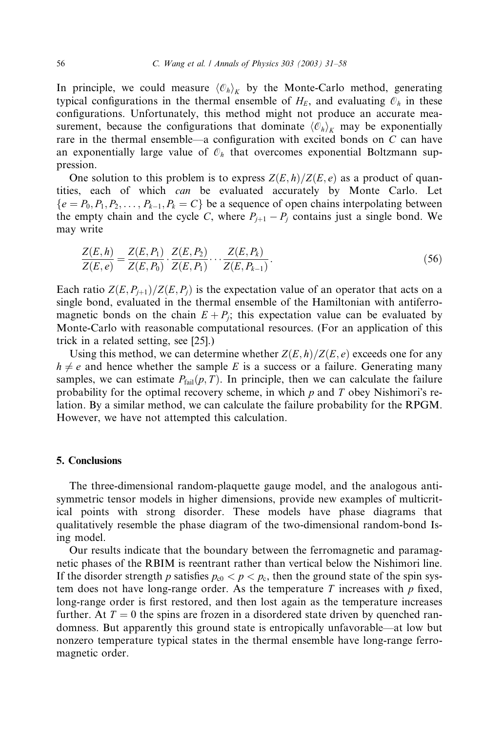In principle, we could measure $\langle \mathcal{O}_h \rangle_K$ by the Monte-Carlo method, generating typical configurations in the thermal ensemble of $H_E$, and evaluating $\mathcal{O}_h$ in these configurations. Unfortunately, this method might not produce an accurate measurement, because the configurations that dominate $\langle \mathcal{O}_h \rangle_K$ may be exponentially rare in the thermal ensemble—a configuration with excited bonds on $C$ can have an exponentially large value of $\mathcal{O}_h$ that overcomes exponential Boltzmann suppression.

One solution to this problem is to express $Z(E,h)/Z(E,e)$ as a product of quantities, each of which *can* be evaluated accurately by Monte Carlo. Let $\{e = P_0, P_1, P_2, \ldots, P_{k-1}, P_k = C\}$ be a sequence of open chains interpolating between the empty chain and the cycle $C$, where $P_{j+1} - P_j$ contains just a single bond. We may write

$$\frac{Z(E,h)}{Z(E,e)} = \frac{Z(E,P_1)}{Z(E,P_0)} \cdot \frac{Z(E,P_2)}{Z(E,P_1)} \cdots \frac{Z(E,P_k)}{Z(E,P_{k-1})}. \tag{56}$$

Each ratio $Z(E,P_{j+1})/Z(E,P_j)$ is the expectation value of an operator that acts on a single bond, evaluated in the thermal ensemble of the Hamiltonian with antiferromagnetic bonds on the chain $E + P_j$; this expectation value can be evaluated by Monte-Carlo with reasonable computational resources. (For an application of this trick in a related setting, see [25].)

Using this method, we can determine whether $Z(E,h)/Z(E,e)$ exceeds one for any $h \neq e$ and hence whether the sample $E$ is a success or a failure. Generating many samples, we can estimate $P_{\text{fail}}(p,T)$. In principle, then we can calculate the failure probability for the optimal recovery scheme, in which $p$ and $T$ obey Nishimori's relation. By a similar method, we can calculate the failure probability for the RPGM. However, we have not attempted this calculation.

## 5. Conclusions

The three-dimensional random-plaquette gauge model, and the analogous antisymmetric tensor models in higher dimensions, provide new examples of multicritical points with strong disorder. These models have phase diagrams that qualitatively resemble the phase diagram of the two-dimensional random-bond Ising model.

Our results indicate that the boundary between the ferromagnetic and paramagnetic phases of the RBIM is reentrant rather than vertical below the Nishimori line. If the disorder strength $p$ satisfies $p_{c0} < p < p_c$, then the ground state of the spin system does not have long-range order. As the temperature $T$ increases with $p$ fixed, long-range order is first restored, and then lost again as the temperature increases further. At $T = 0$ the spins are frozen in a disordered state driven by quenched randomness. But apparently this ground state is entropically unfavorable—at low but nonzero temperature typical states in the thermal ensemble have long-range ferromagnetic order.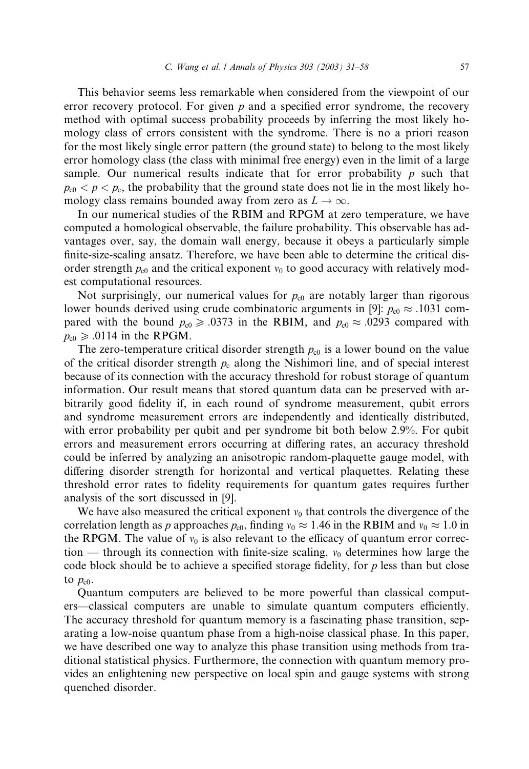This behavior seems less remarkable when considered from the viewpoint of our error recovery protocol. For given $p$ and a specified error syndrome, the recovery method with optimal success probability proceeds by inferring the most likely homology class of errors consistent with the syndrome. There is no a priori reason for the most likely single error pattern (the ground state) to belong to the most likely error homology class (the class with minimal free energy) even in the limit of a large sample. Our numerical results indicate that for error probability $p$ such that $p_{c0} < p < p_c$, the probability that the ground state does not lie in the most likely homology class remains bounded away from zero as $L \to \infty$.

In our numerical studies of the RBIM and RPGM at zero temperature, we have computed a homological observable, the failure probability. This observable has advantages over, say, the domain wall energy, because it obeys a particularly simple finite-size-scaling ansatz. Therefore, we have been able to determine the critical disorder strength $p_{c0}$ and the critical exponent $\nu_0$ to good accuracy with relatively modest computational resources.

Not surprisingly, our numerical values for $p_{c0}$ are notably larger than rigorous lower bounds derived using crude combinatoric arguments in [9]: $p_{c0} \approx .1031$ compared with the bound $p_{c0} \geqslant .0373$ in the RBIM, and $p_{c0} \approx .0293$ compared with $p_{c0} \geqslant .0114$ in the RPGM.

The zero-temperature critical disorder strength $p_{c0}$ is a lower bound on the value of the critical disorder strength $p_c$ along the Nishimori line, and of special interest because of its connection with the accuracy threshold for robust storage of quantum information. Our result means that stored quantum data can be preserved with arbitrarily good fidelity if, in each round of syndrome measurement, qubit errors and syndrome measurement errors are independently and identically distributed, with error probability per qubit and per syndrome bit both below 2.9%. For qubit errors and measurement errors occurring at differing rates, an accuracy threshold could be inferred by analyzing an anisotropic random-plaquette gauge model, with differing disorder strength for horizontal and vertical plaquettes. Relating these threshold error rates to fidelity requirements for quantum gates requires further analysis of the sort discussed in [9].

We have also measured the critical exponent $\nu_0$ that controls the divergence of the correlation length as $p$ approaches $p_{c0}$, finding $\nu_0 \approx 1.46$ in the RBIM and $\nu_0 \approx 1.0$ in the RPGM. The value of $\nu_0$ is also relevant to the efficacy of quantum error correction — through its connection with finite-size scaling, $\nu_0$ determines how large the code block should be to achieve a specified storage fidelity, for $p$ less than but close to $p_{c0}$.

Quantum computers are believed to be more powerful than classical computers—classical computers are unable to simulate quantum computers efficiently. The accuracy threshold for quantum memory is a fascinating phase transition, separating a low-noise quantum phase from a high-noise classical phase. In this paper, we have described one way to analyze this phase transition using methods from traditional statistical physics. Furthermore, the connection with quantum memory provides an enlightening new perspective on local spin and gauge systems with strong quenched disorder.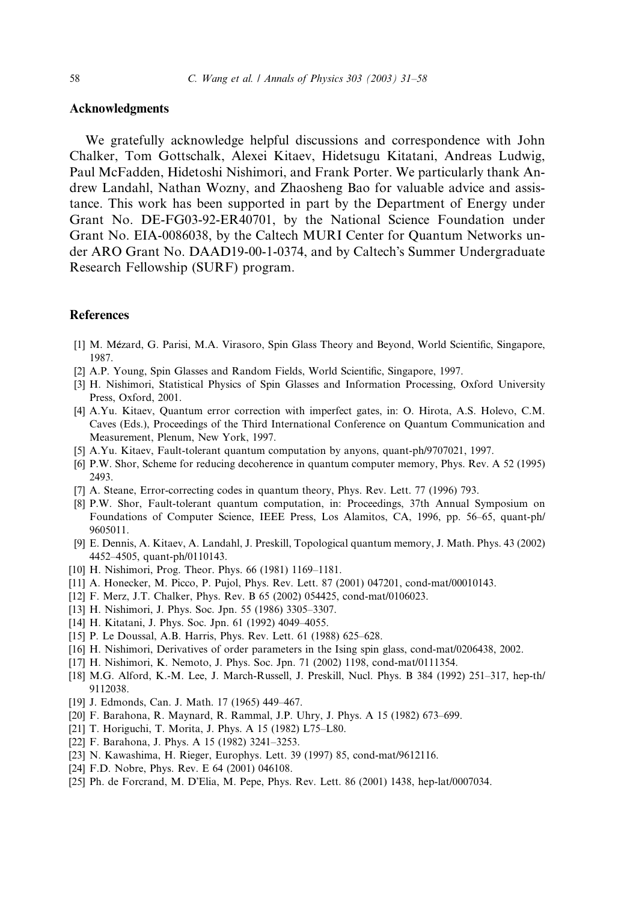## Acknowledgments

We gratefully acknowledge helpful discussions and correspondence with John Chalker, Tom Gottschalk, Alexei Kitaev, Hidetsugu Kitatani, Andreas Ludwig, Paul McFadden, Hidetoshi Nishimori, and Frank Porter. We particularly thank Andrew Landahl, Nathan Wozny, and Zhaosheng Bao for valuable advice and assistance. This work has been supported in part by the Department of Energy under Grant No. DE-FG03-92-ER40701, by the National Science Foundation under Grant No. EIA-0086038, by the Caltech MURI Center for Quantum Networks under ARO Grant No. DAAD19-00-1-0374, and by Caltech's Summer Undergraduate Research Fellowship (SURF) program.

## References

[1] M. Mézard, G. Parisi, M.A. Virasoro, Spin Glass Theory and Beyond, World Scientific, Singapore, 1987.

[2] A.P. Young, Spin Glasses and Random Fields, World Scientific, Singapore, 1997.

[3] H. Nishimori, Statistical Physics of Spin Glasses and Information Processing, Oxford University Press, Oxford, 2001.

[4] A.Yu. Kitaev, Quantum error correction with imperfect gates, in: O. Hirota, A.S. Holevo, C.M. Caves (Eds.), Proceedings of the Third International Conference on Quantum Communication and Measurement, Plenum, New York, 1997.

[5] A.Yu. Kitaev, Fault-tolerant quantum computation by anyons, quant-ph/9707021, 1997.

[6] P.W. Shor, Scheme for reducing decoherence in quantum computer memory, Phys. Rev. A 52 (1995) 2493.

[7] A. Steane, Error-correcting codes in quantum theory, Phys. Rev. Lett. 77 (1996) 793.

[8] P.W. Shor, Fault-tolerant quantum computation, in: Proceedings, 37th Annual Symposium on Foundations of Computer Science, IEEE Press, Los Alamitos, CA, 1996, pp. 56–65, quant-ph/9605011.

[9] E. Dennis, A. Kitaev, A. Landahl, J. Preskill, Topological quantum memory, J. Math. Phys. 43 (2002) 4452–4505, quant-ph/0110143.

[10] H. Nishimori, Prog. Theor. Phys. 66 (1981) 1169–1181.

[11] A. Honecker, M. Picco, P. Pujol, Phys. Rev. Lett. 87 (2001) 047201, cond-mat/00010143.

[12] F. Merz, J.T. Chalker, Phys. Rev. B 65 (2002) 054425, cond-mat/0106023.

[13] H. Nishimori, J. Phys. Soc. Jpn. 55 (1986) 3305–3307.

[14] H. Kitatani, J. Phys. Soc. Jpn. 61 (1992) 4049–4055.

[15] P. Le Doussal, A.B. Harris, Phys. Rev. Lett. 61 (1988) 625–628.

[16] H. Nishimori, Derivatives of order parameters in the Ising spin glass, cond-mat/0206438, 2002.

[17] H. Nishimori, K. Nemoto, J. Phys. Soc. Jpn. 71 (2002) 1198, cond-mat/0111354.

[18] M.G. Alford, K.-M. Lee, J. March-Russell, J. Preskill, Nucl. Phys. B 384 (1992) 251–317, hep-th/9112038.

[19] J. Edmonds, Can. J. Math. 17 (1965) 449–467.

[20] F. Barahona, R. Maynard, R. Rammal, J.P. Uhry, J. Phys. A 15 (1982) 673–699.

[21] T. Horiguchi, T. Morita, J. Phys. A 15 (1982) L75–L80.

[22] F. Barahona, J. Phys. A 15 (1982) 3241–3253.

[23] N. Kawashima, H. Rieger, Europhys. Lett. 39 (1997) 85, cond-mat/9612116.

[24] F.D. Nobre, Phys. Rev. E 64 (2001) 046108.

[25] Ph. de Forcrand, M. D'Elia, M. Pepe, Phys. Rev. Lett. 86 (2001) 1438, hep-lat/0007034.